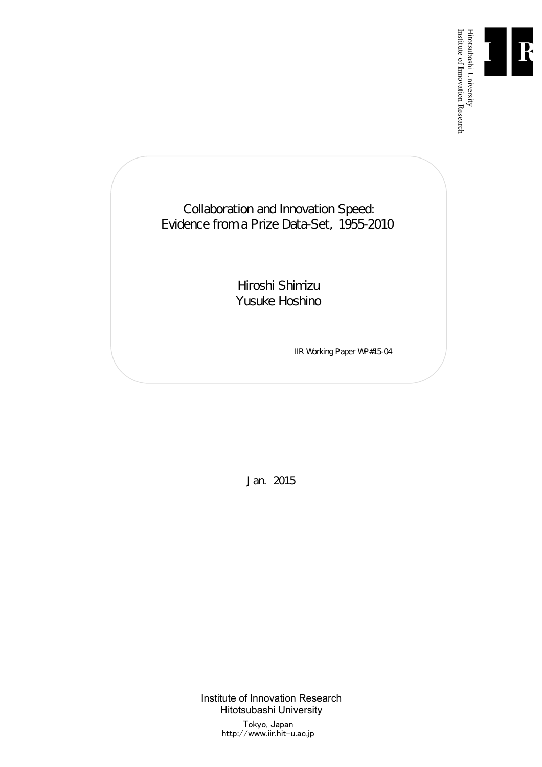Hitotsubashi University
Institute of Innovation Research

# Collaboration and Innovation Speed: Evidence from a Prize Data-Set, 1955-2010

Hiroshi Shimizu
Yusuke Hoshino

IIR Working Paper WP#15-04

Jan. 2015

Institute of Innovation Research
Hitotsubashi University
Tokyo, Japan
http://www.iir.hit-u.ac.jp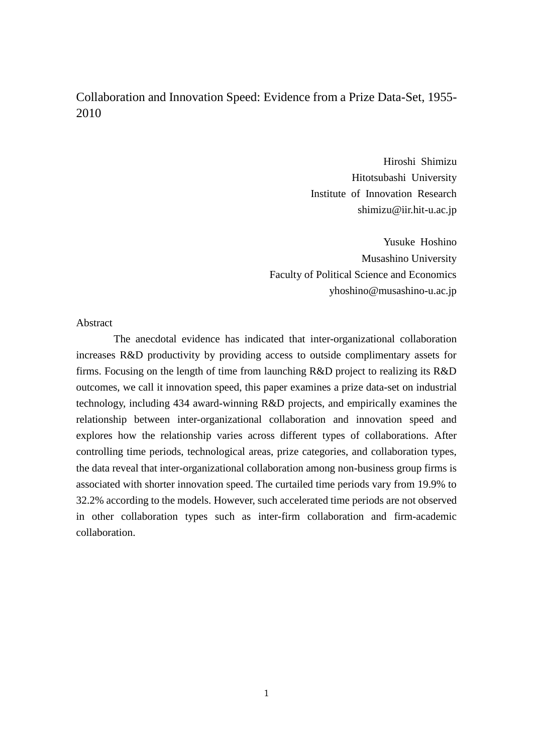# Collaboration and Innovation Speed: Evidence from a Prize Data-Set, 1955-2010

Hiroshi Shimizu
Hitotsubashi University
Institute of Innovation Research
shimizu@iir.hit-u.ac.jp

Yusuke Hoshino
Musashino University
Faculty of Political Science and Economics
yhoshino@musashino-u.ac.jp

## Abstract

The anecdotal evidence has indicated that inter-organizational collaboration increases R&D productivity by providing access to outside complimentary assets for firms. Focusing on the length of time from launching R&D project to realizing its R&D outcomes, we call it innovation speed, this paper examines a prize data-set on industrial technology, including 434 award-winning R&D projects, and empirically examines the relationship between inter-organizational collaboration and innovation speed and explores how the relationship varies across different types of collaborations. After controlling time periods, technological areas, prize categories, and collaboration types, the data reveal that inter-organizational collaboration among non-business group firms is associated with shorter innovation speed. The curtailed time periods vary from 19.9% to 32.2% according to the models. However, such accelerated time periods are not observed in other collaboration types such as inter-firm collaboration and firm-academic collaboration.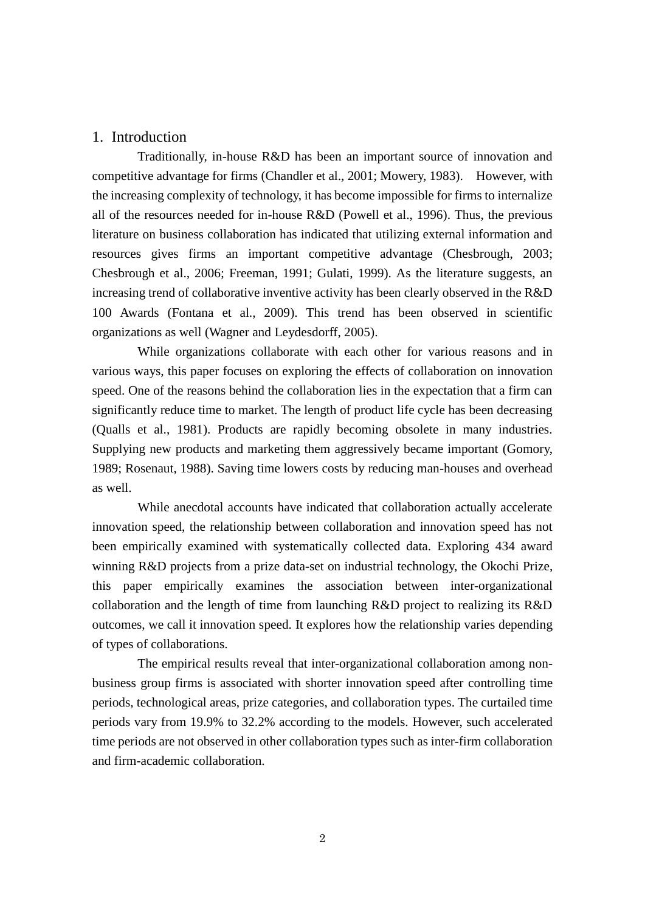# 1. Introduction

Traditionally, in-house R&D has been an important source of innovation and competitive advantage for firms (Chandler et al., 2001; Mowery, 1983). However, with the increasing complexity of technology, it has become impossible for firms to internalize all of the resources needed for in-house R&D (Powell et al., 1996). Thus, the previous literature on business collaboration has indicated that utilizing external information and resources gives firms an important competitive advantage (Chesbrough, 2003; Chesbrough et al., 2006; Freeman, 1991; Gulati, 1999). As the literature suggests, an increasing trend of collaborative inventive activity has been clearly observed in the R&D 100 Awards (Fontana et al., 2009). This trend has been observed in scientific organizations as well (Wagner and Leydesdorff, 2005).

While organizations collaborate with each other for various reasons and in various ways, this paper focuses on exploring the effects of collaboration on innovation speed. One of the reasons behind the collaboration lies in the expectation that a firm can significantly reduce time to market. The length of product life cycle has been decreasing (Qualls et al., 1981). Products are rapidly becoming obsolete in many industries. Supplying new products and marketing them aggressively became important (Gomory, 1989; Rosenaut, 1988). Saving time lowers costs by reducing man-houses and overhead as well.

While anecdotal accounts have indicated that collaboration actually accelerate innovation speed, the relationship between collaboration and innovation speed has not been empirically examined with systematically collected data. Exploring 434 award winning R&D projects from a prize data-set on industrial technology, the Okochi Prize, this paper empirically examines the association between inter-organizational collaboration and the length of time from launching R&D project to realizing its R&D outcomes, we call it innovation speed. It explores how the relationship varies depending of types of collaborations.

The empirical results reveal that inter-organizational collaboration among non-business group firms is associated with shorter innovation speed after controlling time periods, technological areas, prize categories, and collaboration types. The curtailed time periods vary from 19.9% to 32.2% according to the models. However, such accelerated time periods are not observed in other collaboration types such as inter-firm collaboration and firm-academic collaboration.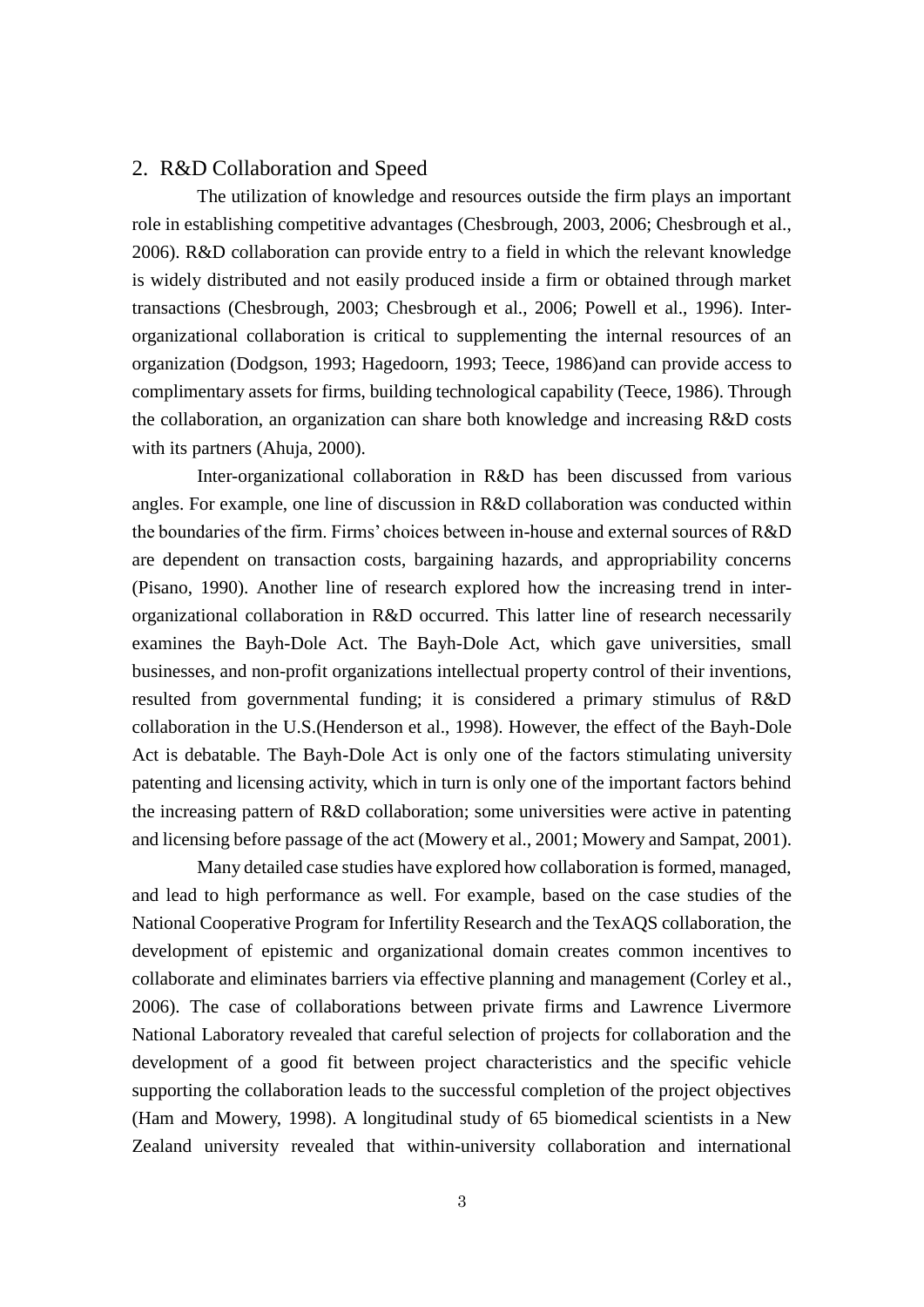## 2. R&D Collaboration and Speed

The utilization of knowledge and resources outside the firm plays an important role in establishing competitive advantages (Chesbrough, 2003, 2006; Chesbrough et al., 2006). R&D collaboration can provide entry to a field in which the relevant knowledge is widely distributed and not easily produced inside a firm or obtained through market transactions (Chesbrough, 2003; Chesbrough et al., 2006; Powell et al., 1996). Inter-organizational collaboration is critical to supplementing the internal resources of an organization (Dodgson, 1993; Hagedoorn, 1993; Teece, 1986)and can provide access to complimentary assets for firms, building technological capability (Teece, 1986). Through the collaboration, an organization can share both knowledge and increasing R&D costs with its partners (Ahuja, 2000).

Inter-organizational collaboration in R&D has been discussed from various angles. For example, one line of discussion in R&D collaboration was conducted within the boundaries of the firm. Firms' choices between in-house and external sources of R&D are dependent on transaction costs, bargaining hazards, and appropriability concerns (Pisano, 1990). Another line of research explored how the increasing trend in inter-organizational collaboration in R&D occurred. This latter line of research necessarily examines the Bayh-Dole Act. The Bayh-Dole Act, which gave universities, small businesses, and non-profit organizations intellectual property control of their inventions, resulted from governmental funding; it is considered a primary stimulus of R&D collaboration in the U.S.(Henderson et al., 1998). However, the effect of the Bayh-Dole Act is debatable. The Bayh-Dole Act is only one of the factors stimulating university patenting and licensing activity, which in turn is only one of the important factors behind the increasing pattern of R&D collaboration; some universities were active in patenting and licensing before passage of the act (Mowery et al., 2001; Mowery and Sampat, 2001).

Many detailed case studies have explored how collaboration is formed, managed, and lead to high performance as well. For example, based on the case studies of the National Cooperative Program for Infertility Research and the TexAQS collaboration, the development of epistemic and organizational domain creates common incentives to collaborate and eliminates barriers via effective planning and management (Corley et al., 2006). The case of collaborations between private firms and Lawrence Livermore National Laboratory revealed that careful selection of projects for collaboration and the development of a good fit between project characteristics and the specific vehicle supporting the collaboration leads to the successful completion of the project objectives (Ham and Mowery, 1998). A longitudinal study of 65 biomedical scientists in a New Zealand university revealed that within-university collaboration and international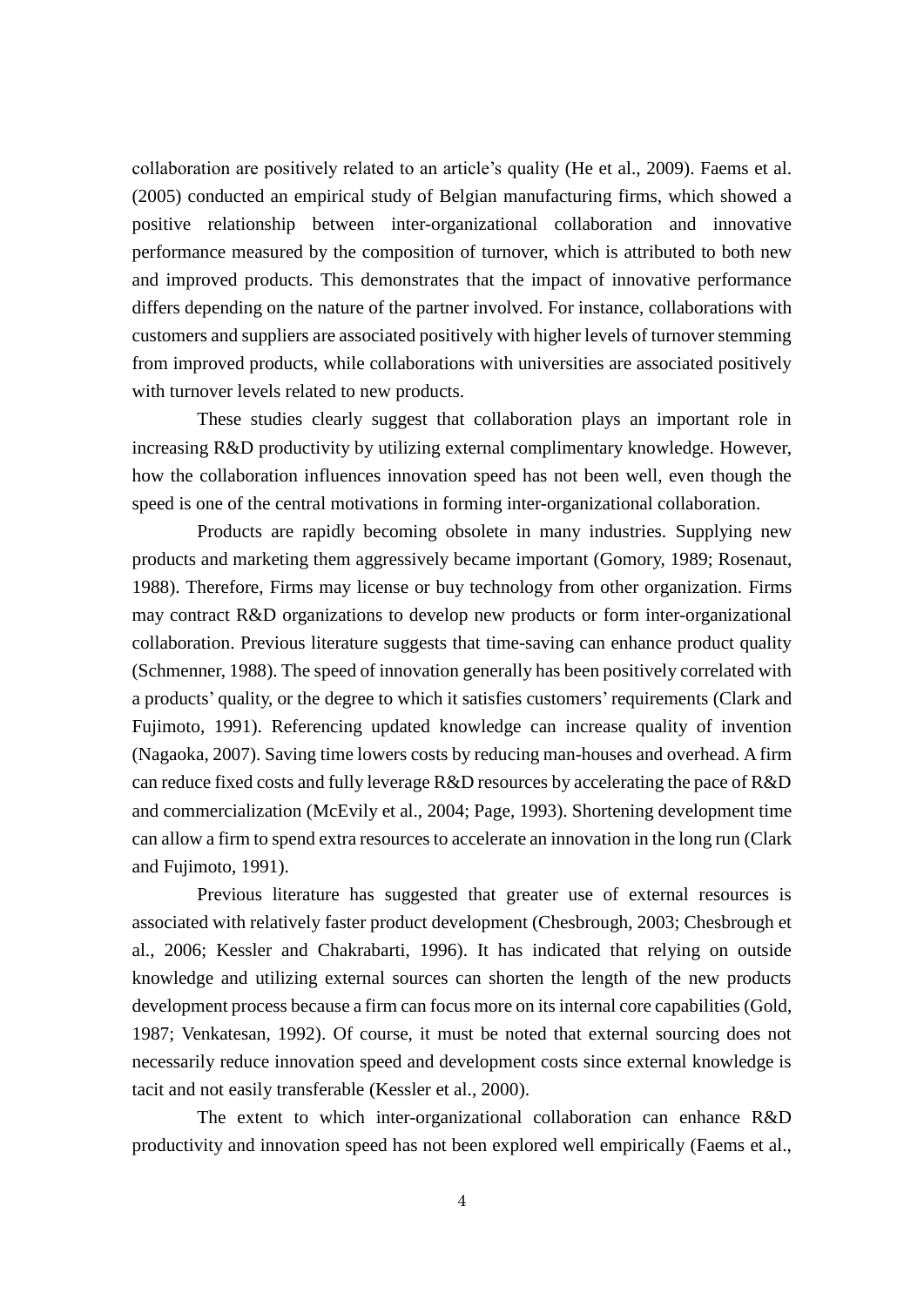collaboration are positively related to an article's quality (He et al., 2009). Faems et al. (2005) conducted an empirical study of Belgian manufacturing firms, which showed a positive relationship between inter-organizational collaboration and innovative performance measured by the composition of turnover, which is attributed to both new and improved products. This demonstrates that the impact of innovative performance differs depending on the nature of the partner involved. For instance, collaborations with customers and suppliers are associated positively with higher levels of turnover stemming from improved products, while collaborations with universities are associated positively with turnover levels related to new products.

These studies clearly suggest that collaboration plays an important role in increasing R&D productivity by utilizing external complimentary knowledge. However, how the collaboration influences innovation speed has not been well, even though the speed is one of the central motivations in forming inter-organizational collaboration.

Products are rapidly becoming obsolete in many industries. Supplying new products and marketing them aggressively became important (Gomory, 1989; Rosenaut, 1988). Therefore, Firms may license or buy technology from other organization. Firms may contract R&D organizations to develop new products or form inter-organizational collaboration. Previous literature suggests that time-saving can enhance product quality (Schmenner, 1988). The speed of innovation generally has been positively correlated with a products' quality, or the degree to which it satisfies customers' requirements (Clark and Fujimoto, 1991). Referencing updated knowledge can increase quality of invention (Nagaoka, 2007). Saving time lowers costs by reducing man-houses and overhead. A firm can reduce fixed costs and fully leverage R&D resources by accelerating the pace of R&D and commercialization (McEvily et al., 2004; Page, 1993). Shortening development time can allow a firm to spend extra resources to accelerate an innovation in the long run (Clark and Fujimoto, 1991).

Previous literature has suggested that greater use of external resources is associated with relatively faster product development (Chesbrough, 2003; Chesbrough et al., 2006; Kessler and Chakrabarti, 1996). It has indicated that relying on outside knowledge and utilizing external sources can shorten the length of the new products development process because a firm can focus more on its internal core capabilities (Gold, 1987; Venkatesan, 1992). Of course, it must be noted that external sourcing does not necessarily reduce innovation speed and development costs since external knowledge is tacit and not easily transferable (Kessler et al., 2000).

The extent to which inter-organizational collaboration can enhance R&D productivity and innovation speed has not been explored well empirically (Faems et al.,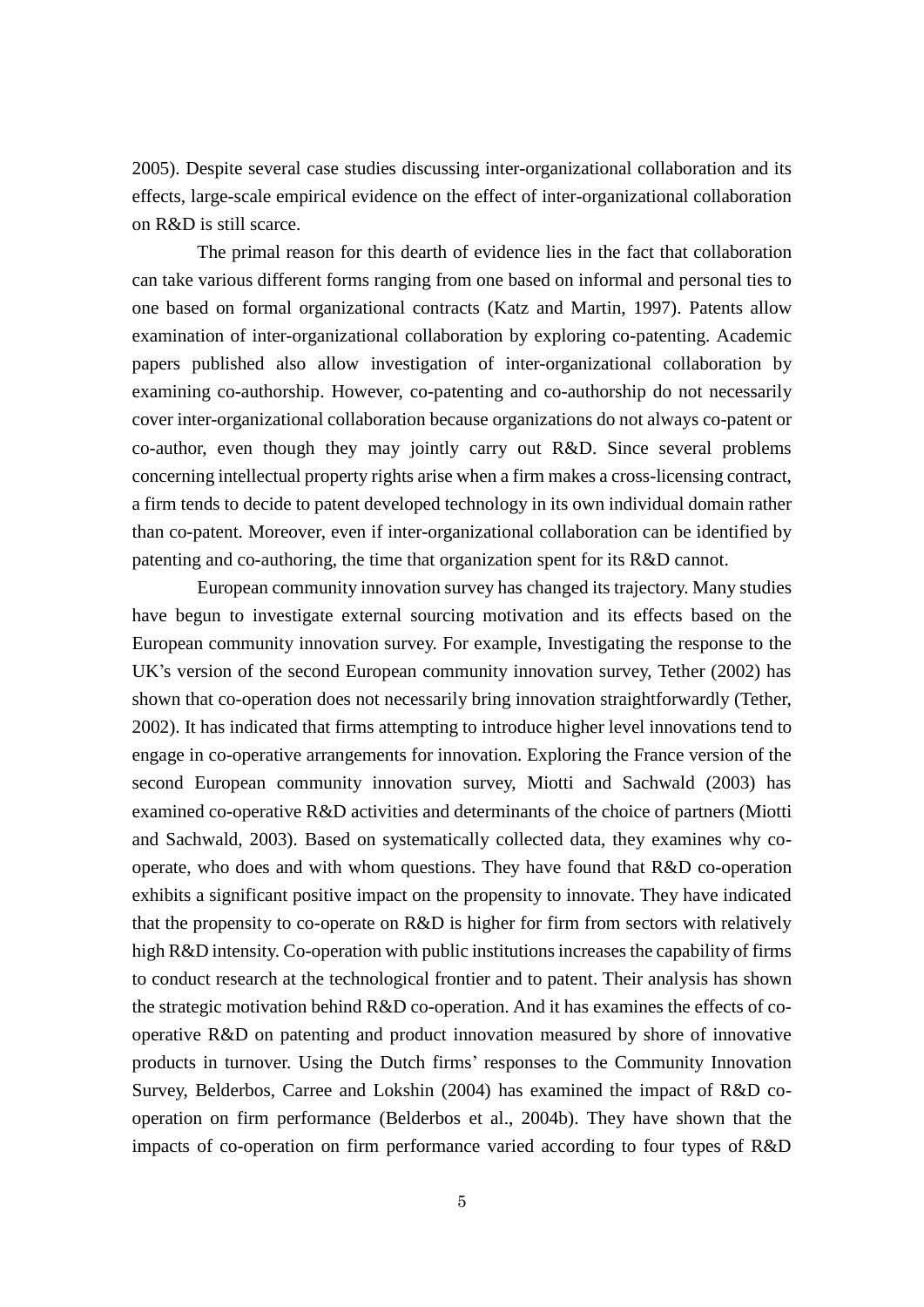2005). Despite several case studies discussing inter-organizational collaboration and its effects, large-scale empirical evidence on the effect of inter-organizational collaboration on R&D is still scarce.

The primal reason for this dearth of evidence lies in the fact that collaboration can take various different forms ranging from one based on informal and personal ties to one based on formal organizational contracts (Katz and Martin, 1997). Patents allow examination of inter-organizational collaboration by exploring co-patenting. Academic papers published also allow investigation of inter-organizational collaboration by examining co-authorship. However, co-patenting and co-authorship do not necessarily cover inter-organizational collaboration because organizations do not always co-patent or co-author, even though they may jointly carry out R&D. Since several problems concerning intellectual property rights arise when a firm makes a cross-licensing contract, a firm tends to decide to patent developed technology in its own individual domain rather than co-patent. Moreover, even if inter-organizational collaboration can be identified by patenting and co-authoring, the time that organization spent for its R&D cannot.

European community innovation survey has changed its trajectory. Many studies have begun to investigate external sourcing motivation and its effects based on the European community innovation survey. For example, Investigating the response to the UK's version of the second European community innovation survey, Tether (2002) has shown that co-operation does not necessarily bring innovation straightforwardly (Tether, 2002). It has indicated that firms attempting to introduce higher level innovations tend to engage in co-operative arrangements for innovation. Exploring the France version of the second European community innovation survey, Miotti and Sachwald (2003) has examined co-operative R&D activities and determinants of the choice of partners (Miotti and Sachwald, 2003). Based on systematically collected data, they examines why co-operate, who does and with whom questions. They have found that R&D co-operation exhibits a significant positive impact on the propensity to innovate. They have indicated that the propensity to co-operate on R&D is higher for firm from sectors with relatively high R&D intensity. Co-operation with public institutions increases the capability of firms to conduct research at the technological frontier and to patent. Their analysis has shown the strategic motivation behind R&D co-operation. And it has examines the effects of co-operative R&D on patenting and product innovation measured by shore of innovative products in turnover. Using the Dutch firms' responses to the Community Innovation Survey, Belderbos, Carree and Lokshin (2004) has examined the impact of R&D co-operation on firm performance (Belderbos et al., 2004b). They have shown that the impacts of co-operation on firm performance varied according to four types of R&D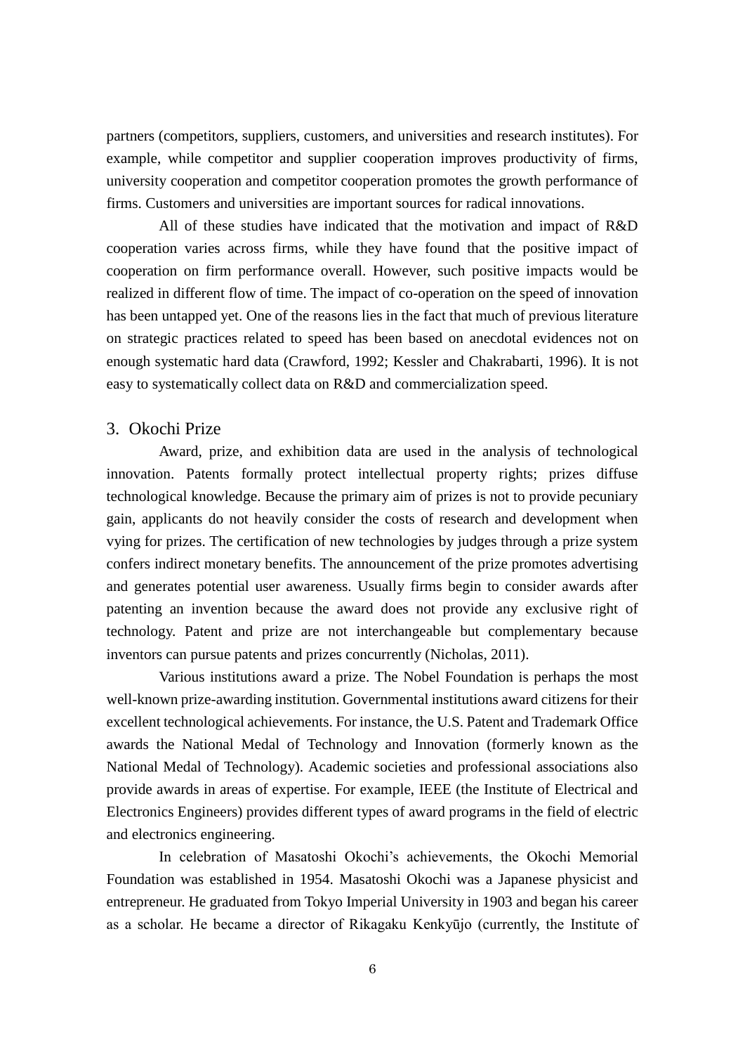partners (competitors, suppliers, customers, and universities and research institutes). For example, while competitor and supplier cooperation improves productivity of firms, university cooperation and competitor cooperation promotes the growth performance of firms. Customers and universities are important sources for radical innovations.

All of these studies have indicated that the motivation and impact of R&D cooperation varies across firms, while they have found that the positive impact of cooperation on firm performance overall. However, such positive impacts would be realized in different flow of time. The impact of co-operation on the speed of innovation has been untapped yet. One of the reasons lies in the fact that much of previous literature on strategic practices related to speed has been based on anecdotal evidences not on enough systematic hard data (Crawford, 1992; Kessler and Chakrabarti, 1996). It is not easy to systematically collect data on R&D and commercialization speed.

## 3. Okochi Prize

Award, prize, and exhibition data are used in the analysis of technological innovation. Patents formally protect intellectual property rights; prizes diffuse technological knowledge. Because the primary aim of prizes is not to provide pecuniary gain, applicants do not heavily consider the costs of research and development when vying for prizes. The certification of new technologies by judges through a prize system confers indirect monetary benefits. The announcement of the prize promotes advertising and generates potential user awareness. Usually firms begin to consider awards after patenting an invention because the award does not provide any exclusive right of technology. Patent and prize are not interchangeable but complementary because inventors can pursue patents and prizes concurrently (Nicholas, 2011).

Various institutions award a prize. The Nobel Foundation is perhaps the most well-known prize-awarding institution. Governmental institutions award citizens for their excellent technological achievements. For instance, the U.S. Patent and Trademark Office awards the National Medal of Technology and Innovation (formerly known as the National Medal of Technology). Academic societies and professional associations also provide awards in areas of expertise. For example, IEEE (the Institute of Electrical and Electronics Engineers) provides different types of award programs in the field of electric and electronics engineering.

In celebration of Masatoshi Okochi's achievements, the Okochi Memorial Foundation was established in 1954. Masatoshi Okochi was a Japanese physicist and entrepreneur. He graduated from Tokyo Imperial University in 1903 and began his career as a scholar. He became a director of Rikagaku Kenkyūjo (currently, the Institute of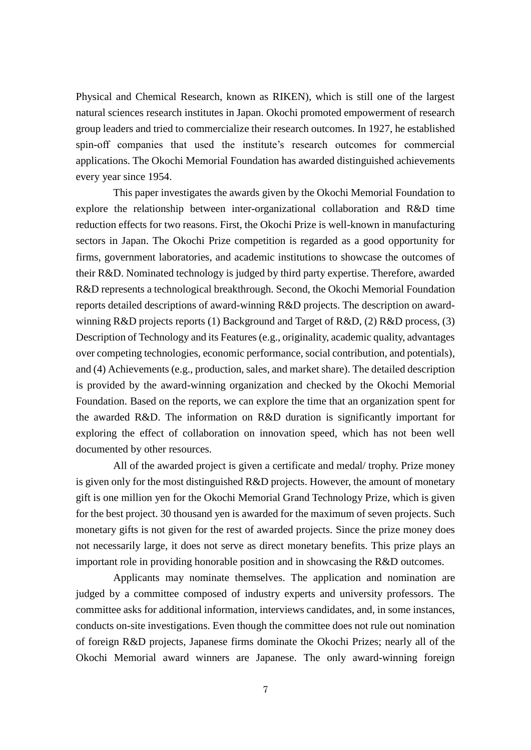Physical and Chemical Research, known as RIKEN), which is still one of the largest natural sciences research institutes in Japan. Okochi promoted empowerment of research group leaders and tried to commercialize their research outcomes. In 1927, he established spin-off companies that used the institute's research outcomes for commercial applications. The Okochi Memorial Foundation has awarded distinguished achievements every year since 1954.

This paper investigates the awards given by the Okochi Memorial Foundation to explore the relationship between inter-organizational collaboration and R&D time reduction effects for two reasons. First, the Okochi Prize is well-known in manufacturing sectors in Japan. The Okochi Prize competition is regarded as a good opportunity for firms, government laboratories, and academic institutions to showcase the outcomes of their R&D. Nominated technology is judged by third party expertise. Therefore, awarded R&D represents a technological breakthrough. Second, the Okochi Memorial Foundation reports detailed descriptions of award-winning R&D projects. The description on award-winning R&D projects reports (1) Background and Target of R&D, (2) R&D process, (3) Description of Technology and its Features (e.g., originality, academic quality, advantages over competing technologies, economic performance, social contribution, and potentials), and (4) Achievements (e.g., production, sales, and market share). The detailed description is provided by the award-winning organization and checked by the Okochi Memorial Foundation. Based on the reports, we can explore the time that an organization spent for the awarded R&D. The information on R&D duration is significantly important for exploring the effect of collaboration on innovation speed, which has not been well documented by other resources.

All of the awarded project is given a certificate and medal/ trophy. Prize money is given only for the most distinguished R&D projects. However, the amount of monetary gift is one million yen for the Okochi Memorial Grand Technology Prize, which is given for the best project. 30 thousand yen is awarded for the maximum of seven projects. Such monetary gifts is not given for the rest of awarded projects. Since the prize money does not necessarily large, it does not serve as direct monetary benefits. This prize plays an important role in providing honorable position and in showcasing the R&D outcomes.

Applicants may nominate themselves. The application and nomination are judged by a committee composed of industry experts and university professors. The committee asks for additional information, interviews candidates, and, in some instances, conducts on-site investigations. Even though the committee does not rule out nomination of foreign R&D projects, Japanese firms dominate the Okochi Prizes; nearly all of the Okochi Memorial award winners are Japanese. The only award-winning foreign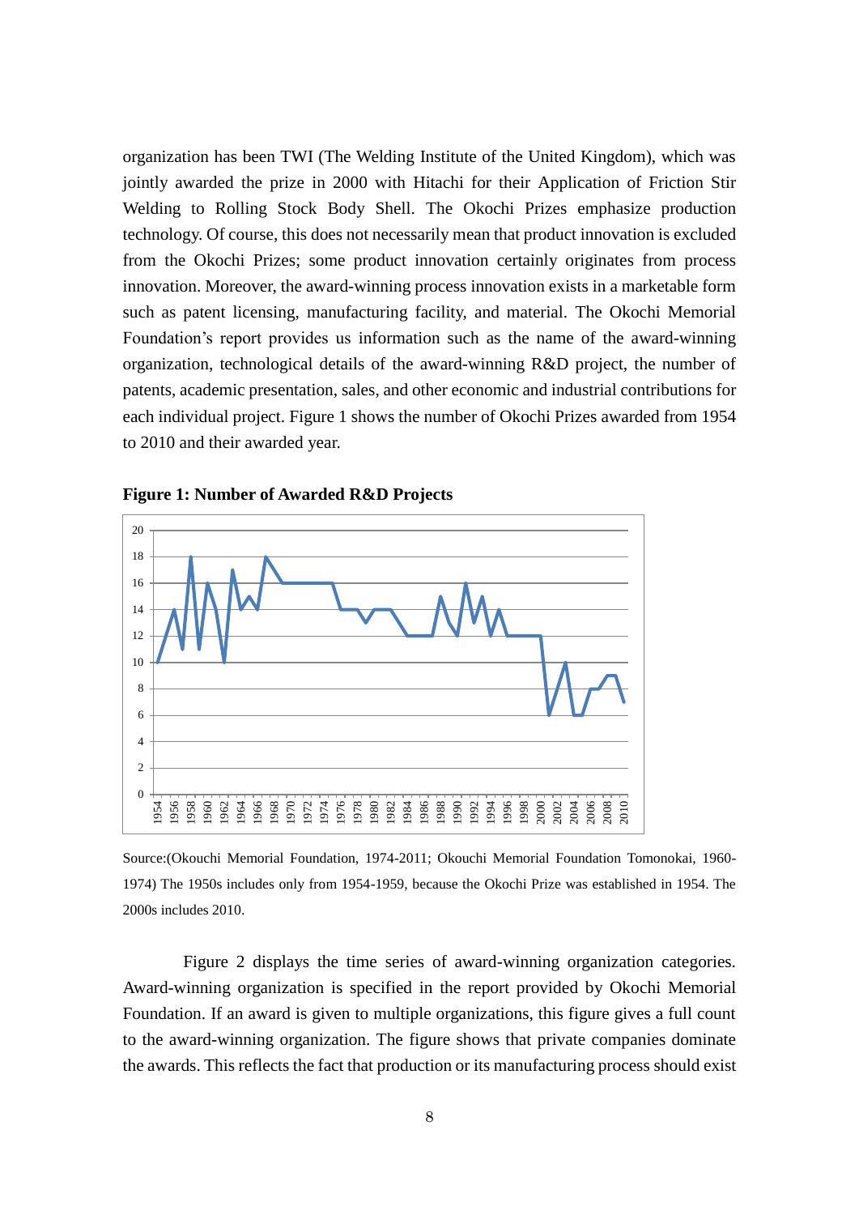organization has been TWI (The Welding Institute of the United Kingdom), which was jointly awarded the prize in 2000 with Hitachi for their Application of Friction Stir Welding to Rolling Stock Body Shell. The Okochi Prizes emphasize production technology. Of course, this does not necessarily mean that product innovation is excluded from the Okochi Prizes; some product innovation certainly originates from process innovation. Moreover, the award-winning process innovation exists in a marketable form such as patent licensing, manufacturing facility, and material. The Okochi Memorial Foundation's report provides us information such as the name of the award-winning organization, technological details of the award-winning R&D project, the number of patents, academic presentation, sales, and other economic and industrial contributions for each individual project. Figure 1 shows the number of Okochi Prizes awarded from 1954 to 2010 and their awarded year.

**Figure 1: Number of Awarded R&D Projects**

Source:(Okouchi Memorial Foundation, 1974-2011; Okouchi Memorial Foundation Tomonokai, 1960-1974) The 1950s includes only from 1954-1959, because the Okochi Prize was established in 1954. The 2000s includes 2010.

Figure 2 displays the time series of award-winning organization categories. Award-winning organization is specified in the report provided by Okochi Memorial Foundation. If an award is given to multiple organizations, this figure gives a full count to the award-winning organization. The figure shows that private companies dominate the awards. This reflects the fact that production or its manufacturing process should exist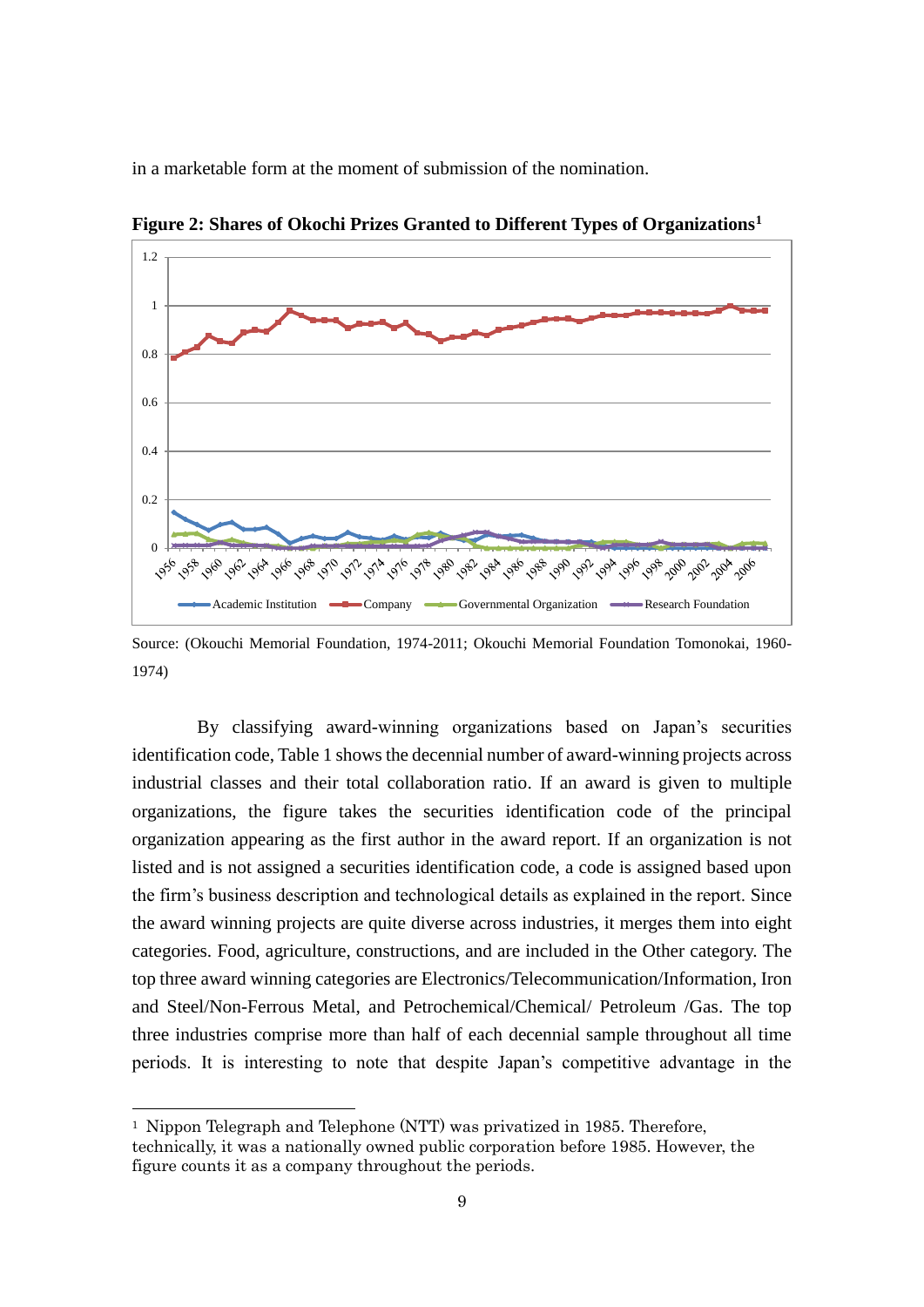in a marketable form at the moment of submission of the nomination.

**Figure 2: Shares of Okochi Prizes Granted to Different Types of Organizations[1]**

Source: (Okouchi Memorial Foundation, 1974-2011; Okouchi Memorial Foundation Tomonokai, 1960-1974)

By classifying award-winning organizations based on Japan's securities identification code, Table 1 shows the decennial number of award-winning projects across industrial classes and their total collaboration ratio. If an award is given to multiple organizations, the figure takes the securities identification code of the principal organization appearing as the first author in the award report. If an organization is not listed and is not assigned a securities identification code, a code is assigned based upon the firm's business description and technological details as explained in the report. Since the award winning projects are quite diverse across industries, it merges them into eight categories. Food, agriculture, constructions, and are included in the Other category. The top three award winning categories are Electronics/Telecommunication/Information, Iron and Steel/Non-Ferrous Metal, and Petrochemical/Chemical/ Petroleum /Gas. The top three industries comprise more than half of each decennial sample throughout all time periods. It is interesting to note that despite Japan's competitive advantage in the

[1] Nippon Telegraph and Telephone (NTT) was privatized in 1985. Therefore, technically, it was a nationally owned public corporation before 1985. However, the figure counts it as a company throughout the periods.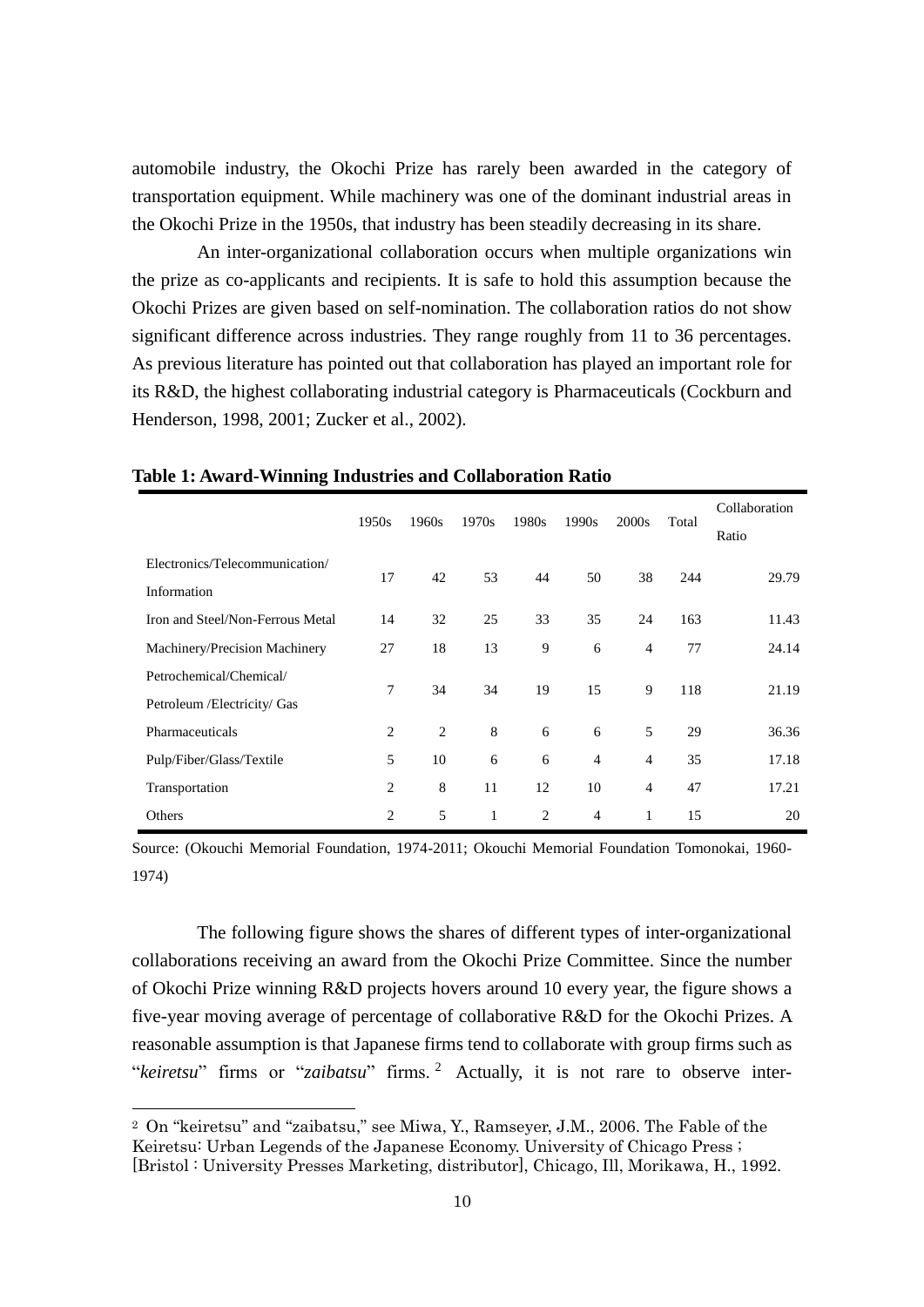automobile industry, the Okochi Prize has rarely been awarded in the category of transportation equipment. While machinery was one of the dominant industrial areas in the Okochi Prize in the 1950s, that industry has been steadily decreasing in its share.

An inter-organizational collaboration occurs when multiple organizations win the prize as co-applicants and recipients. It is safe to hold this assumption because the Okochi Prizes are given based on self-nomination. The collaboration ratios do not show significant difference across industries. They range roughly from 11 to 36 percentages. As previous literature has pointed out that collaboration has played an important role for its R&D, the highest collaborating industrial category is Pharmaceuticals (Cockburn and Henderson, 1998, 2001; Zucker et al., 2002).

**Table 1: Award-Winning Industries and Collaboration Ratio**

| | 1950s | 1960s | 1970s | 1980s | 1990s | 2000s | Total | Collaboration Ratio |
|---|---|---|---|---|---|---|---|---|
| Electronics/Telecommunication/ Information | 17 | 42 | 53 | 44 | 50 | 38 | 244 | 29.79 |
| Iron and Steel/Non-Ferrous Metal | 14 | 32 | 25 | 33 | 35 | 24 | 163 | 11.43 |
| Machinery/Precision Machinery | 27 | 18 | 13 | 9 | 6 | 4 | 77 | 24.14 |
| Petrochemical/Chemical/ Petroleum /Electricity/ Gas | 7 | 34 | 34 | 19 | 15 | 9 | 118 | 21.19 |
| Pharmaceuticals | 2 | 2 | 8 | 6 | 6 | 5 | 29 | 36.36 |
| Pulp/Fiber/Glass/Textile | 5 | 10 | 6 | 6 | 4 | 4 | 35 | 17.18 |
| Transportation | 2 | 8 | 11 | 12 | 10 | 4 | 47 | 17.21 |
| Others | 2 | 5 | 1 | 2 | 4 | 1 | 15 | 20 |

Source: (Okouchi Memorial Foundation, 1974-2011; Okouchi Memorial Foundation Tomonokai, 1960-1974)

The following figure shows the shares of different types of inter-organizational collaborations receiving an award from the Okochi Prize Committee. Since the number of Okochi Prize winning R&D projects hovers around 10 every year, the figure shows a five-year moving average of percentage of collaborative R&D for the Okochi Prizes. A reasonable assumption is that Japanese firms tend to collaborate with group firms such as "*keiretsu*" firms or "*zaibatsu*" firms.[2] Actually, it is not rare to observe inter-

[2] On "keiretsu" and "zaibatsu," see Miwa, Y., Ramseyer, J.M., 2006. The Fable of the Keiretsu: Urban Legends of the Japanese Economy. University of Chicago Press ; [Bristol : University Presses Marketing, distributor], Chicago, Ill, Morikawa, H., 1992.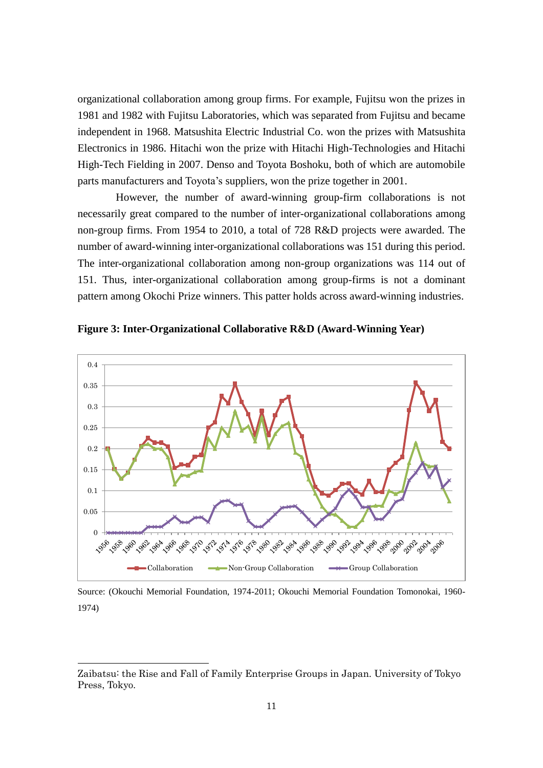organizational collaboration among group firms. For example, Fujitsu won the prizes in 1981 and 1982 with Fujitsu Laboratories, which was separated from Fujitsu and became independent in 1968. Matsushita Electric Industrial Co. won the prizes with Matsushita Electronics in 1986. Hitachi won the prize with Hitachi High-Technologies and Hitachi High-Tech Fielding in 2007. Denso and Toyota Boshoku, both of which are automobile parts manufacturers and Toyota's suppliers, won the prize together in 2001.

However, the number of award-winning group-firm collaborations is not necessarily great compared to the number of inter-organizational collaborations among non-group firms. From 1954 to 2010, a total of 728 R&D projects were awarded. The number of award-winning inter-organizational collaborations was 151 during this period. The inter-organizational collaboration among non-group organizations was 114 out of 151. Thus, inter-organizational collaboration among group-firms is not a dominant pattern among Okochi Prize winners. This patter holds across award-winning industries.

**Figure 3: Inter-Organizational Collaborative R&D (Award-Winning Year)**

Source: (Okouchi Memorial Foundation, 1974-2011; Okouchi Memorial Foundation Tomonokai, 1960-1974)

Zaibatsu: the Rise and Fall of Family Enterprise Groups in Japan. University of Tokyo Press, Tokyo.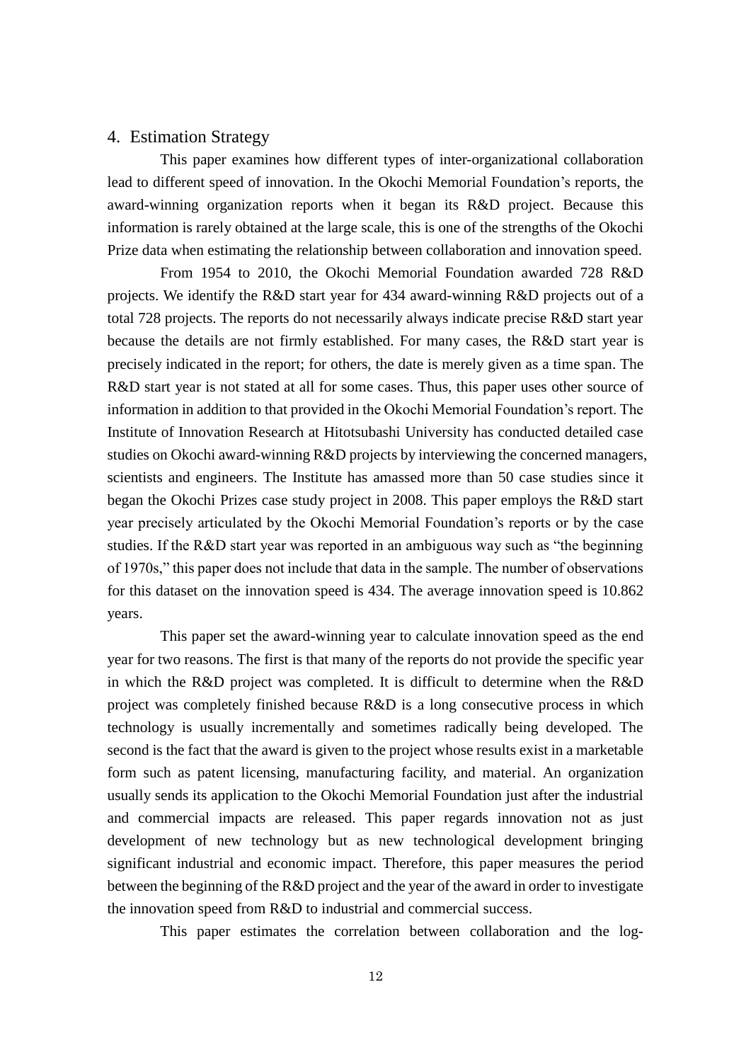## 4. Estimation Strategy

This paper examines how different types of inter-organizational collaboration lead to different speed of innovation. In the Okochi Memorial Foundation's reports, the award-winning organization reports when it began its R&D project. Because this information is rarely obtained at the large scale, this is one of the strengths of the Okochi Prize data when estimating the relationship between collaboration and innovation speed.

From 1954 to 2010, the Okochi Memorial Foundation awarded 728 R&D projects. We identify the R&D start year for 434 award-winning R&D projects out of a total 728 projects. The reports do not necessarily always indicate precise R&D start year because the details are not firmly established. For many cases, the R&D start year is precisely indicated in the report; for others, the date is merely given as a time span. The R&D start year is not stated at all for some cases. Thus, this paper uses other source of information in addition to that provided in the Okochi Memorial Foundation's report. The Institute of Innovation Research at Hitotsubashi University has conducted detailed case studies on Okochi award-winning R&D projects by interviewing the concerned managers, scientists and engineers. The Institute has amassed more than 50 case studies since it began the Okochi Prizes case study project in 2008. This paper employs the R&D start year precisely articulated by the Okochi Memorial Foundation's reports or by the case studies. If the R&D start year was reported in an ambiguous way such as "the beginning of 1970s," this paper does not include that data in the sample. The number of observations for this dataset on the innovation speed is 434. The average innovation speed is 10.862 years.

This paper set the award-winning year to calculate innovation speed as the end year for two reasons. The first is that many of the reports do not provide the specific year in which the R&D project was completed. It is difficult to determine when the R&D project was completely finished because R&D is a long consecutive process in which technology is usually incrementally and sometimes radically being developed. The second is the fact that the award is given to the project whose results exist in a marketable form such as patent licensing, manufacturing facility, and material. An organization usually sends its application to the Okochi Memorial Foundation just after the industrial and commercial impacts are released. This paper regards innovation not as just development of new technology but as new technological development bringing significant industrial and economic impact. Therefore, this paper measures the period between the beginning of the R&D project and the year of the award in order to investigate the innovation speed from R&D to industrial and commercial success.

This paper estimates the correlation between collaboration and the log-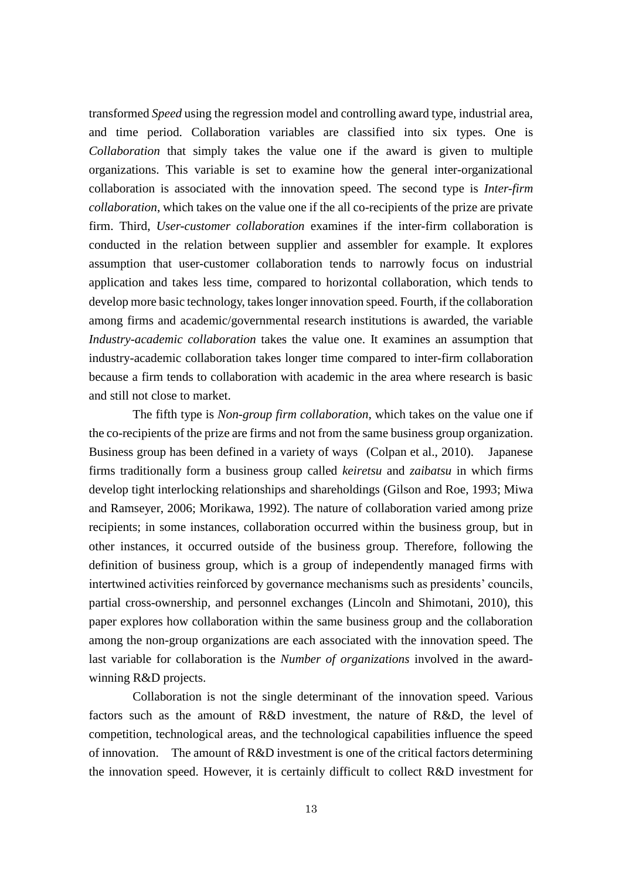transformed *Speed* using the regression model and controlling award type, industrial area, and time period. Collaboration variables are classified into six types. One is *Collaboration* that simply takes the value one if the award is given to multiple organizations. This variable is set to examine how the general inter-organizational collaboration is associated with the innovation speed. The second type is *Inter-firm collaboration*, which takes on the value one if the all co-recipients of the prize are private firm. Third, *User-customer collaboration* examines if the inter-firm collaboration is conducted in the relation between supplier and assembler for example. It explores assumption that user-customer collaboration tends to narrowly focus on industrial application and takes less time, compared to horizontal collaboration, which tends to develop more basic technology, takes longer innovation speed. Fourth, if the collaboration among firms and academic/governmental research institutions is awarded, the variable *Industry-academic collaboration* takes the value one. It examines an assumption that industry-academic collaboration takes longer time compared to inter-firm collaboration because a firm tends to collaboration with academic in the area where research is basic and still not close to market.

The fifth type is *Non-group firm collaboration*, which takes on the value one if the co-recipients of the prize are firms and not from the same business group organization. Business group has been defined in a variety of ways (Colpan et al., 2010). Japanese firms traditionally form a business group called *keiretsu* and *zaibatsu* in which firms develop tight interlocking relationships and shareholdings (Gilson and Roe, 1993; Miwa and Ramseyer, 2006; Morikawa, 1992). The nature of collaboration varied among prize recipients; in some instances, collaboration occurred within the business group, but in other instances, it occurred outside of the business group. Therefore, following the definition of business group, which is a group of independently managed firms with intertwined activities reinforced by governance mechanisms such as presidents' councils, partial cross-ownership, and personnel exchanges (Lincoln and Shimotani, 2010), this paper explores how collaboration within the same business group and the collaboration among the non-group organizations are each associated with the innovation speed. The last variable for collaboration is the *Number of organizations* involved in the award-winning R&D projects.

Collaboration is not the single determinant of the innovation speed. Various factors such as the amount of R&D investment, the nature of R&D, the level of competition, technological areas, and the technological capabilities influence the speed of innovation. The amount of R&D investment is one of the critical factors determining the innovation speed. However, it is certainly difficult to collect R&D investment for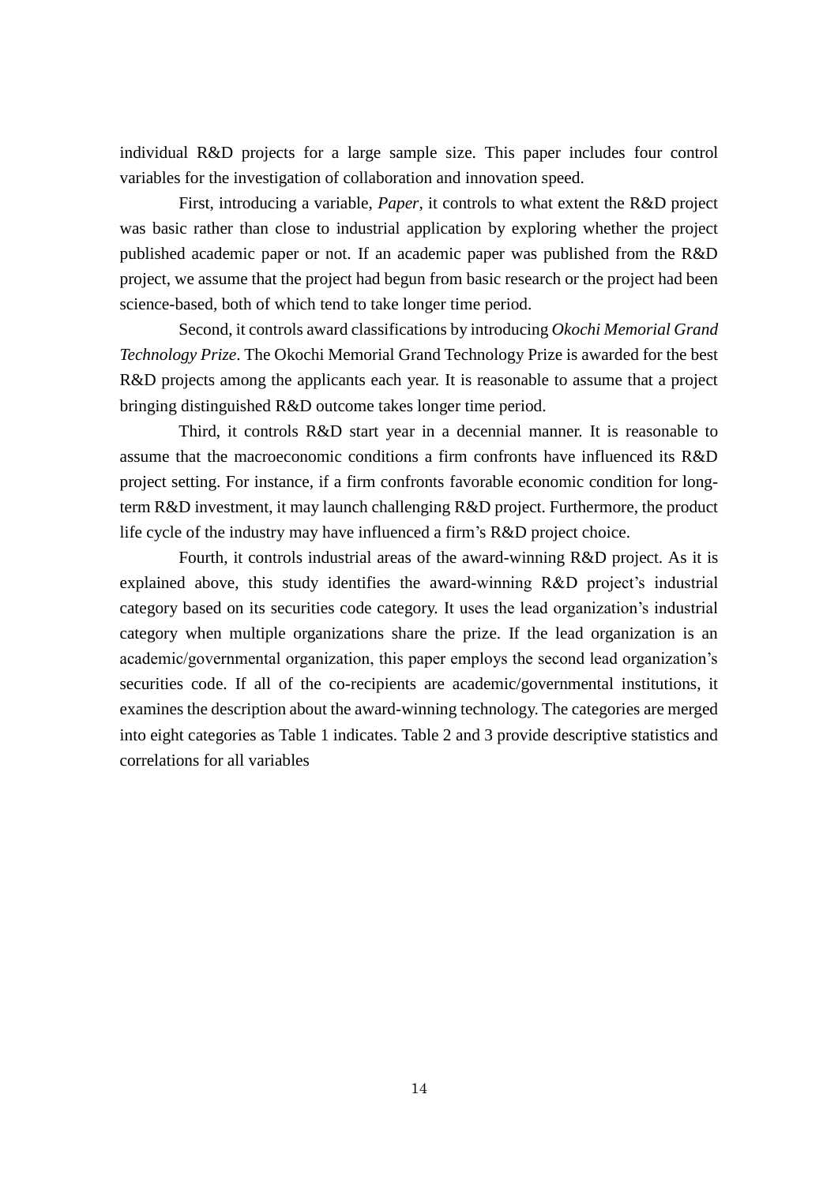individual R&D projects for a large sample size. This paper includes four control variables for the investigation of collaboration and innovation speed.

First, introducing a variable, *Paper*, it controls to what extent the R&D project was basic rather than close to industrial application by exploring whether the project published academic paper or not. If an academic paper was published from the R&D project, we assume that the project had begun from basic research or the project had been science-based, both of which tend to take longer time period.

Second, it controls award classifications by introducing *Okochi Memorial Grand Technology Prize*. The Okochi Memorial Grand Technology Prize is awarded for the best R&D projects among the applicants each year. It is reasonable to assume that a project bringing distinguished R&D outcome takes longer time period.

Third, it controls R&D start year in a decennial manner. It is reasonable to assume that the macroeconomic conditions a firm confronts have influenced its R&D project setting. For instance, if a firm confronts favorable economic condition for long-term R&D investment, it may launch challenging R&D project. Furthermore, the product life cycle of the industry may have influenced a firm's R&D project choice.

Fourth, it controls industrial areas of the award-winning R&D project. As it is explained above, this study identifies the award-winning R&D project's industrial category based on its securities code category. It uses the lead organization's industrial category when multiple organizations share the prize. If the lead organization is an academic/governmental organization, this paper employs the second lead organization's securities code. If all of the co-recipients are academic/governmental institutions, it examines the description about the award-winning technology. The categories are merged into eight categories as Table 1 indicates. Table 2 and 3 provide descriptive statistics and correlations for all variables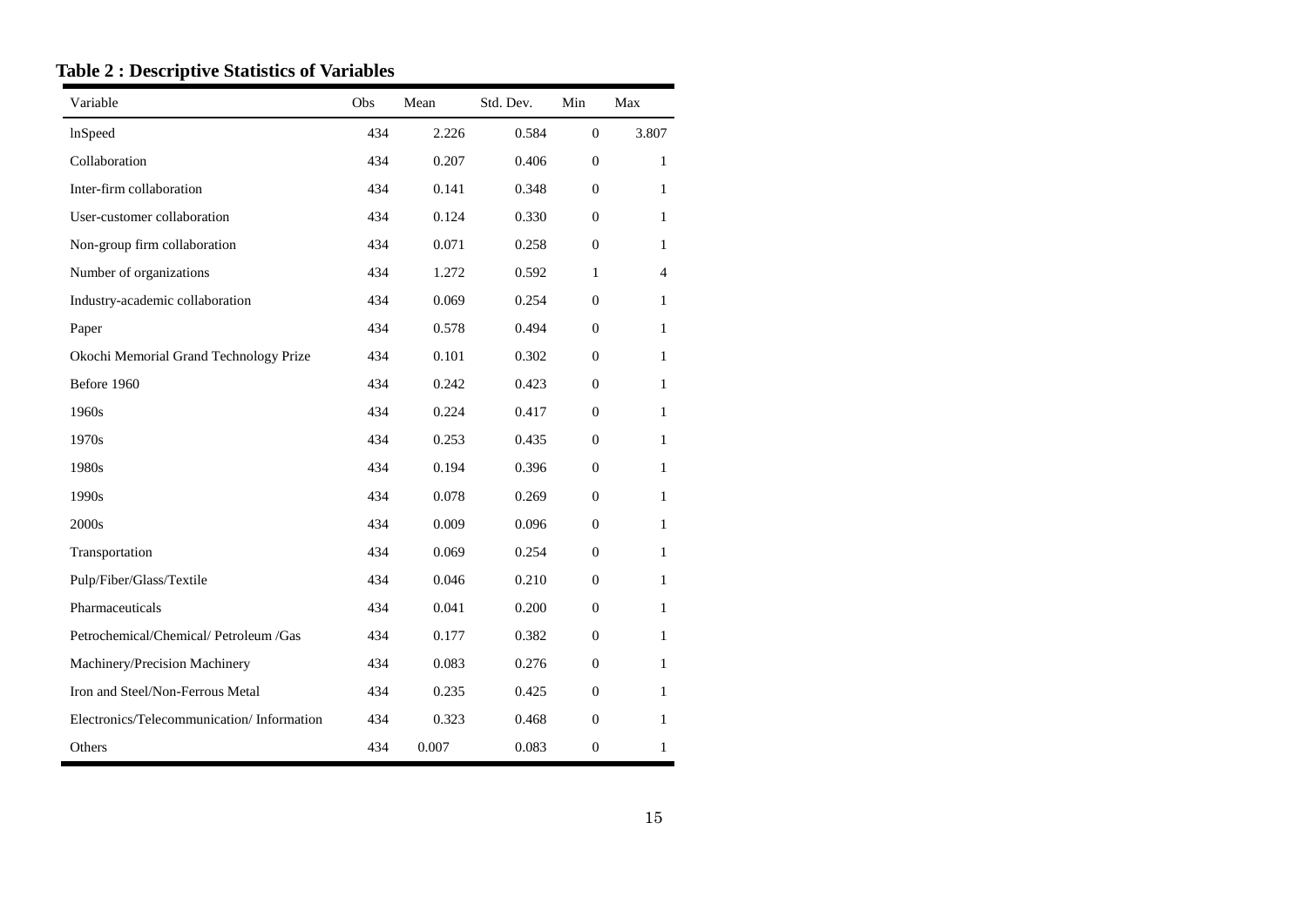**Table 2 : Descriptive Statistics of Variables**

| Variable | Obs | Mean | Std. Dev. | Min | Max |
|---|---|---|---|---|---|
| lnSpeed | 434 | 2.226 | 0.584 | 0 | 3.807 |
| Collaboration | 434 | 0.207 | 0.406 | 0 | 1 |
| Inter-firm collaboration | 434 | 0.141 | 0.348 | 0 | 1 |
| User-customer collaboration | 434 | 0.124 | 0.330 | 0 | 1 |
| Non-group firm collaboration | 434 | 0.071 | 0.258 | 0 | 1 |
| Number of organizations | 434 | 1.272 | 0.592 | 1 | 4 |
| Industry-academic collaboration | 434 | 0.069 | 0.254 | 0 | 1 |
| Paper | 434 | 0.578 | 0.494 | 0 | 1 |
| Okochi Memorial Grand Technology Prize | 434 | 0.101 | 0.302 | 0 | 1 |
| Before 1960 | 434 | 0.242 | 0.423 | 0 | 1 |
| 1960s | 434 | 0.224 | 0.417 | 0 | 1 |
| 1970s | 434 | 0.253 | 0.435 | 0 | 1 |
| 1980s | 434 | 0.194 | 0.396 | 0 | 1 |
| 1990s | 434 | 0.078 | 0.269 | 0 | 1 |
| 2000s | 434 | 0.009 | 0.096 | 0 | 1 |
| Transportation | 434 | 0.069 | 0.254 | 0 | 1 |
| Pulp/Fiber/Glass/Textile | 434 | 0.046 | 0.210 | 0 | 1 |
| Pharmaceuticals | 434 | 0.041 | 0.200 | 0 | 1 |
| Petrochemical/Chemical/ Petroleum /Gas | 434 | 0.177 | 0.382 | 0 | 1 |
| Machinery/Precision Machinery | 434 | 0.083 | 0.276 | 0 | 1 |
| Iron and Steel/Non-Ferrous Metal | 434 | 0.235 | 0.425 | 0 | 1 |
| Electronics/Telecommunication/ Information | 434 | 0.323 | 0.468 | 0 | 1 |
| Others | 434 | 0.007 | 0.083 | 0 | 1 |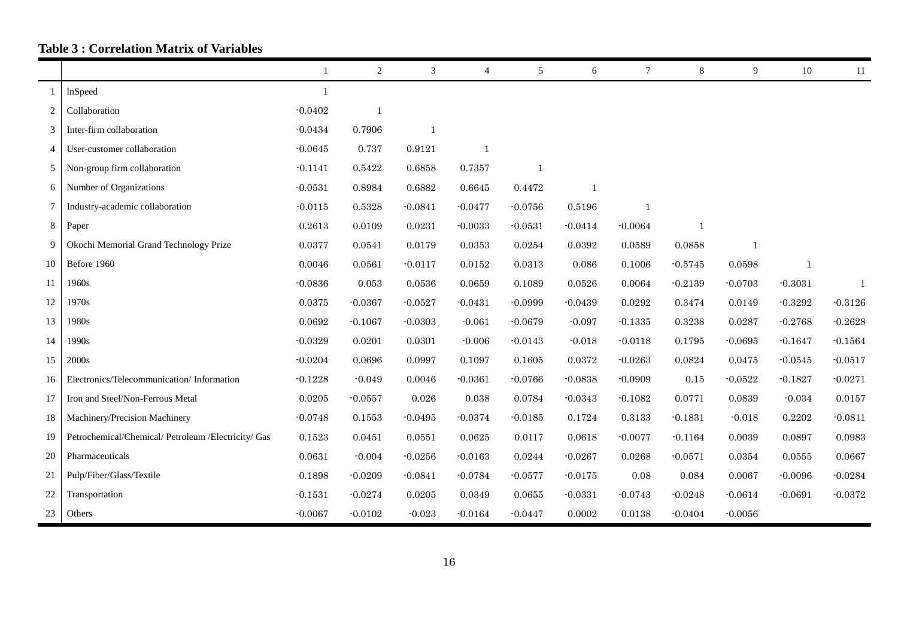**Table 3 : Correlation Matrix of Variables**

| | | 1 | 2 | 3 | 4 | 5 | 6 | 7 | 8 | 9 | 10 | 11 |
|---|---|---|---|---|---|---|---|---|---|---|---|---|
| 1 | lnSpeed | 1 | | | | | | | | | | |
| 2 | Collaboration | -0.0402 | 1 | | | | | | | | | |
| 3 | Inter-firm collaboration | -0.0434 | 0.7906 | 1 | | | | | | | | |
| 4 | User-customer collaboration | -0.0645 | 0.737 | 0.9121 | 1 | | | | | | | |
| 5 | Non-group firm collaboration | -0.1141 | 0.5422 | 0.6858 | 0.7357 | 1 | | | | | | |
| 6 | Number of Organizations | -0.0531 | 0.8984 | 0.6882 | 0.6645 | 0.4472 | 1 | | | | | |
| 7 | Industry-academic collaboration | -0.0115 | 0.5328 | -0.0841 | -0.0477 | -0.0756 | 0.5196 | 1 | | | | |
| 8 | Paper | 0.2613 | 0.0109 | 0.0231 | -0.0033 | -0.0531 | -0.0414 | -0.0064 | 1 | | | |
| 9 | Okochi Memorial Grand Technology Prize | 0.0377 | 0.0541 | 0.0179 | 0.0353 | 0.0254 | 0.0392 | 0.0589 | 0.0858 | 1 | | |
| 10 | Before 1960 | 0.0046 | 0.0561 | -0.0117 | 0.0152 | 0.0313 | 0.086 | 0.1006 | -0.5745 | 0.0598 | 1 | |
| 11 | 1960s | -0.0836 | 0.053 | 0.0536 | 0.0659 | 0.1089 | 0.0526 | 0.0064 | -0.2139 | -0.0703 | -0.3031 | 1 |
| 12 | 1970s | 0.0375 | -0.0367 | -0.0527 | -0.0431 | -0.0999 | -0.0439 | 0.0292 | 0.3474 | 0.0149 | -0.3292 | -0.3126 |
| 13 | 1980s | 0.0692 | -0.1067 | -0.0303 | -0.061 | -0.0679 | -0.097 | -0.1335 | 0.3238 | 0.0287 | -0.2768 | -0.2628 |
| 14 | 1990s | -0.0329 | 0.0201 | 0.0301 | -0.006 | -0.0143 | -0.018 | -0.0118 | 0.1795 | -0.0695 | -0.1647 | -0.1564 |
| 15 | 2000s | -0.0204 | 0.0696 | 0.0997 | 0.1097 | 0.1605 | 0.0372 | -0.0263 | 0.0824 | 0.0475 | -0.0545 | -0.0517 |
| 16 | Electronics/Telecommunication/ Information | -0.1228 | -0.049 | 0.0046 | -0.0361 | -0.0766 | -0.0838 | -0.0909 | 0.15 | -0.0522 | -0.1827 | -0.0271 |
| 17 | Iron and Steel/Non-Ferrous Metal | 0.0205 | -0.0557 | 0.026 | 0.038 | 0.0784 | -0.0343 | -0.1082 | 0.0771 | 0.0839 | -0.034 | 0.0157 |
| 18 | Machinery/Precision Machinery | -0.0748 | 0.1553 | -0.0495 | -0.0374 | -0.0185 | 0.1724 | 0.3133 | -0.1831 | -0.018 | 0.2202 | -0.0811 |
| 19 | Petrochemical/Chemical/ Petroleum /Electricity/ Gas | 0.1523 | 0.0451 | 0.0551 | 0.0625 | 0.0117 | 0.0618 | -0.0077 | -0.1164 | 0.0039 | 0.0897 | 0.0983 |
| 20 | Pharmaceuticals | 0.0631 | -0.004 | -0.0256 | -0.0163 | 0.0244 | -0.0267 | 0.0268 | -0.0571 | 0.0354 | 0.0555 | 0.0667 |
| 21 | Pulp/Fiber/Glass/Textile | 0.1898 | -0.0209 | -0.0841 | -0.0784 | -0.0577 | -0.0175 | 0.08 | 0.084 | 0.0067 | -0.0096 | -0.0284 |
| 22 | Transportation | -0.1531 | -0.0274 | 0.0205 | 0.0349 | 0.0655 | -0.0331 | -0.0743 | -0.0248 | -0.0614 | -0.0691 | -0.0372 |
| 23 | Others | -0.0067 | -0.0102 | -0.023 | -0.0164 | -0.0447 | 0.0002 | 0.0138 | -0.0404 | -0.0056 | | |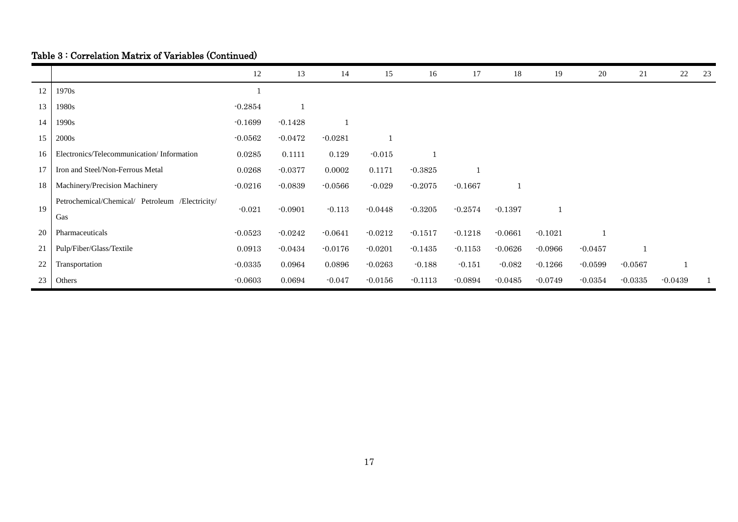Table 3 : Correlation Matrix of Variables (Continued)

| | | 12 | 13 | 14 | 15 | 16 | 17 | 18 | 19 | 20 | 21 | 22 | 23 |
|---|---|---|---|---|---|---|---|---|---|---|---|---|---|
| 12 | 1970s | 1 | | | | | | | | | | | |
| 13 | 1980s | -0.2854 | 1 | | | | | | | | | | |
| 14 | 1990s | -0.1699 | -0.1428 | 1 | | | | | | | | | |
| 15 | 2000s | -0.0562 | -0.0472 | -0.0281 | 1 | | | | | | | | |
| 16 | Electronics/Telecommunication/ Information | 0.0285 | 0.1111 | 0.129 | -0.015 | 1 | | | | | | | |
| 17 | Iron and Steel/Non-Ferrous Metal | 0.0268 | -0.0377 | 0.0002 | 0.1171 | -0.3825 | 1 | | | | | | |
| 18 | Machinery/Precision Machinery | -0.0216 | -0.0839 | -0.0566 | -0.029 | -0.2075 | -0.1667 | 1 | | | | | |
| 19 | Petrochemical/Chemical/ Petroleum /Electricity/ Gas | -0.021 | -0.0901 | -0.113 | -0.0448 | -0.3205 | -0.2574 | -0.1397 | 1 | | | | |
| 20 | Pharmaceuticals | -0.0523 | -0.0242 | -0.0641 | -0.0212 | -0.1517 | -0.1218 | -0.0661 | -0.1021 | 1 | | | |
| 21 | Pulp/Fiber/Glass/Textile | 0.0913 | -0.0434 | -0.0176 | -0.0201 | -0.1435 | -0.1153 | -0.0626 | -0.0966 | -0.0457 | 1 | | |
| 22 | Transportation | -0.0335 | 0.0964 | 0.0896 | -0.0263 | -0.188 | -0.151 | -0.082 | -0.1266 | -0.0599 | -0.0567 | 1 | |
| 23 | Others | -0.0603 | 0.0694 | -0.047 | -0.0156 | -0.1113 | -0.0894 | -0.0485 | -0.0749 | -0.0354 | -0.0335 | -0.0439 | 1 |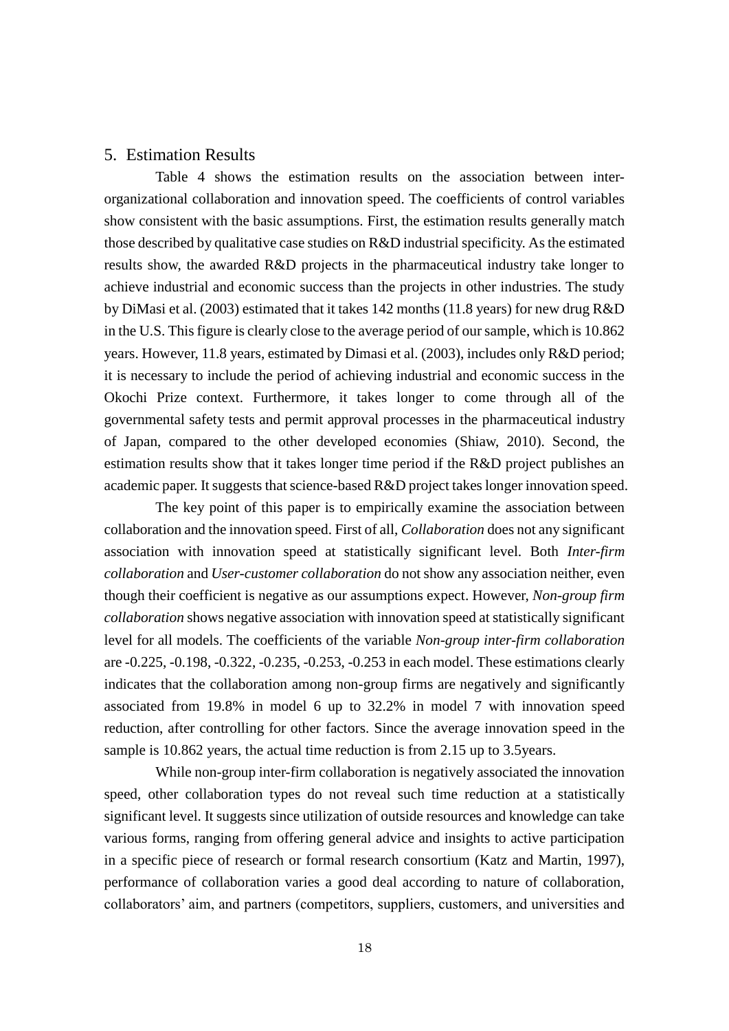## 5. Estimation Results

Table 4 shows the estimation results on the association between inter-organizational collaboration and innovation speed. The coefficients of control variables show consistent with the basic assumptions. First, the estimation results generally match those described by qualitative case studies on R&D industrial specificity. As the estimated results show, the awarded R&D projects in the pharmaceutical industry take longer to achieve industrial and economic success than the projects in other industries. The study by DiMasi et al. (2003) estimated that it takes 142 months (11.8 years) for new drug R&D in the U.S. This figure is clearly close to the average period of our sample, which is 10.862 years. However, 11.8 years, estimated by Dimasi et al. (2003), includes only R&D period; it is necessary to include the period of achieving industrial and economic success in the Okochi Prize context. Furthermore, it takes longer to come through all of the governmental safety tests and permit approval processes in the pharmaceutical industry of Japan, compared to the other developed economies (Shiaw, 2010). Second, the estimation results show that it takes longer time period if the R&D project publishes an academic paper. It suggests that science-based R&D project takes longer innovation speed.

The key point of this paper is to empirically examine the association between collaboration and the innovation speed. First of all, *Collaboration* does not any significant association with innovation speed at statistically significant level. Both *Inter-firm collaboration* and *User-customer collaboration* do not show any association neither, even though their coefficient is negative as our assumptions expect. However, *Non-group firm collaboration* shows negative association with innovation speed at statistically significant level for all models. The coefficients of the variable *Non-group inter-firm collaboration* are -0.225, -0.198, -0.322, -0.235, -0.253, -0.253 in each model. These estimations clearly indicates that the collaboration among non-group firms are negatively and significantly associated from 19.8% in model 6 up to 32.2% in model 7 with innovation speed reduction, after controlling for other factors. Since the average innovation speed in the sample is 10.862 years, the actual time reduction is from 2.15 up to 3.5years.

While non-group inter-firm collaboration is negatively associated the innovation speed, other collaboration types do not reveal such time reduction at a statistically significant level. It suggests since utilization of outside resources and knowledge can take various forms, ranging from offering general advice and insights to active participation in a specific piece of research or formal research consortium (Katz and Martin, 1997), performance of collaboration varies a good deal according to nature of collaboration, collaborators' aim, and partners (competitors, suppliers, customers, and universities and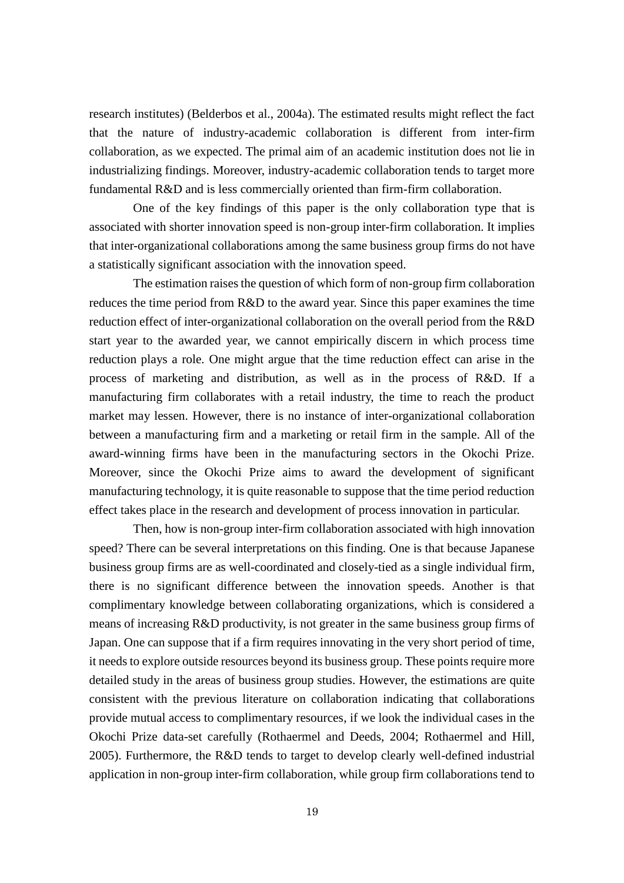research institutes) (Belderbos et al., 2004a). The estimated results might reflect the fact that the nature of industry-academic collaboration is different from inter-firm collaboration, as we expected. The primal aim of an academic institution does not lie in industrializing findings. Moreover, industry-academic collaboration tends to target more fundamental R&D and is less commercially oriented than firm-firm collaboration.

One of the key findings of this paper is the only collaboration type that is associated with shorter innovation speed is non-group inter-firm collaboration. It implies that inter-organizational collaborations among the same business group firms do not have a statistically significant association with the innovation speed.

The estimation raises the question of which form of non-group firm collaboration reduces the time period from R&D to the award year. Since this paper examines the time reduction effect of inter-organizational collaboration on the overall period from the R&D start year to the awarded year, we cannot empirically discern in which process time reduction plays a role. One might argue that the time reduction effect can arise in the process of marketing and distribution, as well as in the process of R&D. If a manufacturing firm collaborates with a retail industry, the time to reach the product market may lessen. However, there is no instance of inter-organizational collaboration between a manufacturing firm and a marketing or retail firm in the sample. All of the award-winning firms have been in the manufacturing sectors in the Okochi Prize. Moreover, since the Okochi Prize aims to award the development of significant manufacturing technology, it is quite reasonable to suppose that the time period reduction effect takes place in the research and development of process innovation in particular.

Then, how is non-group inter-firm collaboration associated with high innovation speed? There can be several interpretations on this finding. One is that because Japanese business group firms are as well-coordinated and closely-tied as a single individual firm, there is no significant difference between the innovation speeds. Another is that complimentary knowledge between collaborating organizations, which is considered a means of increasing R&D productivity, is not greater in the same business group firms of Japan. One can suppose that if a firm requires innovating in the very short period of time, it needs to explore outside resources beyond its business group. These points require more detailed study in the areas of business group studies. However, the estimations are quite consistent with the previous literature on collaboration indicating that collaborations provide mutual access to complimentary resources, if we look the individual cases in the Okochi Prize data-set carefully (Rothaermel and Deeds, 2004; Rothaermel and Hill, 2005). Furthermore, the R&D tends to target to develop clearly well-defined industrial application in non-group inter-firm collaboration, while group firm collaborations tend to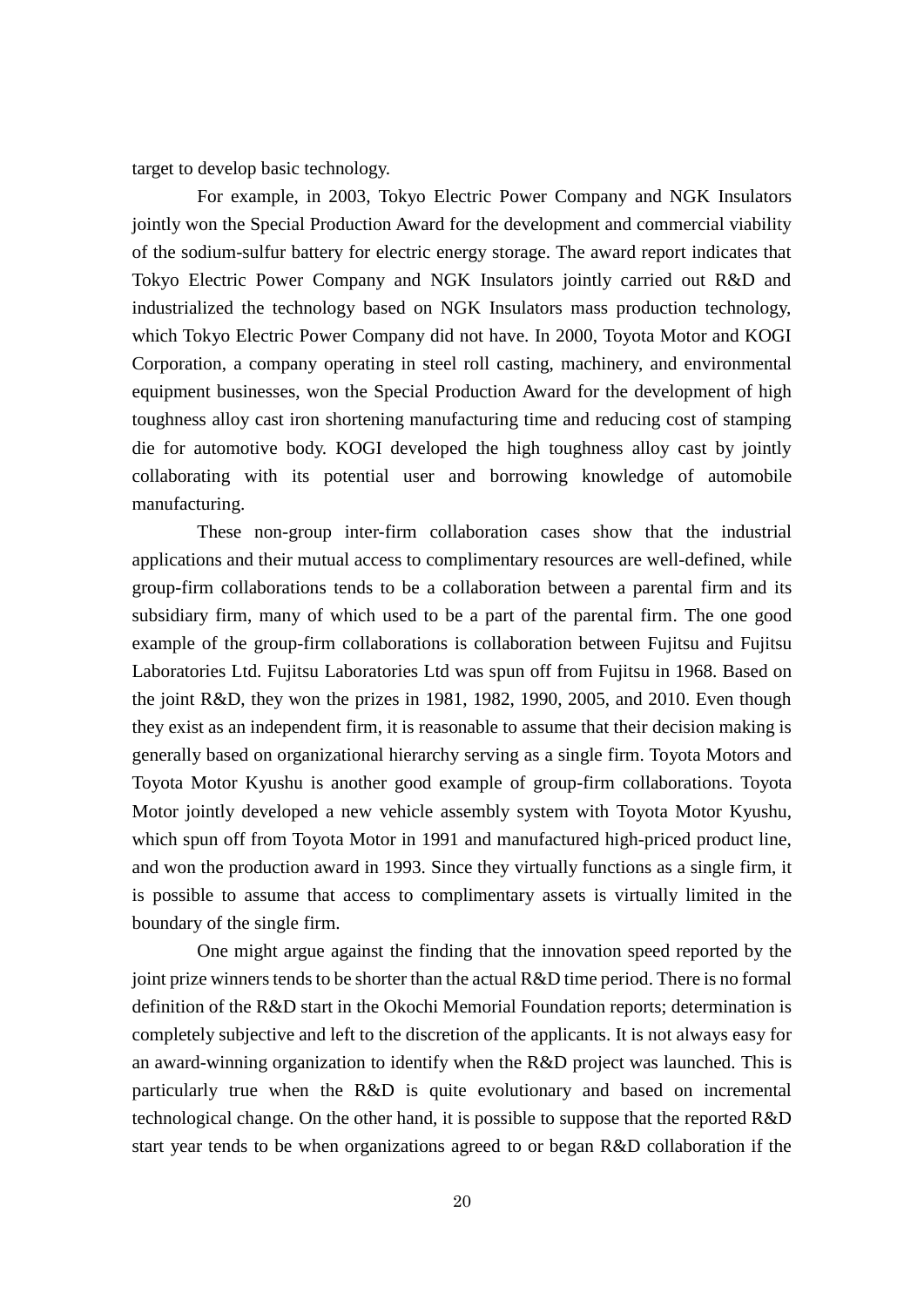target to develop basic technology.

For example, in 2003, Tokyo Electric Power Company and NGK Insulators jointly won the Special Production Award for the development and commercial viability of the sodium-sulfur battery for electric energy storage. The award report indicates that Tokyo Electric Power Company and NGK Insulators jointly carried out R&D and industrialized the technology based on NGK Insulators mass production technology, which Tokyo Electric Power Company did not have. In 2000, Toyota Motor and KOGI Corporation, a company operating in steel roll casting, machinery, and environmental equipment businesses, won the Special Production Award for the development of high toughness alloy cast iron shortening manufacturing time and reducing cost of stamping die for automotive body. KOGI developed the high toughness alloy cast by jointly collaborating with its potential user and borrowing knowledge of automobile manufacturing.

These non-group inter-firm collaboration cases show that the industrial applications and their mutual access to complimentary resources are well-defined, while group-firm collaborations tends to be a collaboration between a parental firm and its subsidiary firm, many of which used to be a part of the parental firm. The one good example of the group-firm collaborations is collaboration between Fujitsu and Fujitsu Laboratories Ltd. Fujitsu Laboratories Ltd was spun off from Fujitsu in 1968. Based on the joint R&D, they won the prizes in 1981, 1982, 1990, 2005, and 2010. Even though they exist as an independent firm, it is reasonable to assume that their decision making is generally based on organizational hierarchy serving as a single firm. Toyota Motors and Toyota Motor Kyushu is another good example of group-firm collaborations. Toyota Motor jointly developed a new vehicle assembly system with Toyota Motor Kyushu, which spun off from Toyota Motor in 1991 and manufactured high-priced product line, and won the production award in 1993. Since they virtually functions as a single firm, it is possible to assume that access to complimentary assets is virtually limited in the boundary of the single firm.

One might argue against the finding that the innovation speed reported by the joint prize winners tends to be shorter than the actual R&D time period. There is no formal definition of the R&D start in the Okochi Memorial Foundation reports; determination is completely subjective and left to the discretion of the applicants. It is not always easy for an award-winning organization to identify when the R&D project was launched. This is particularly true when the R&D is quite evolutionary and based on incremental technological change. On the other hand, it is possible to suppose that the reported R&D start year tends to be when organizations agreed to or began R&D collaboration if the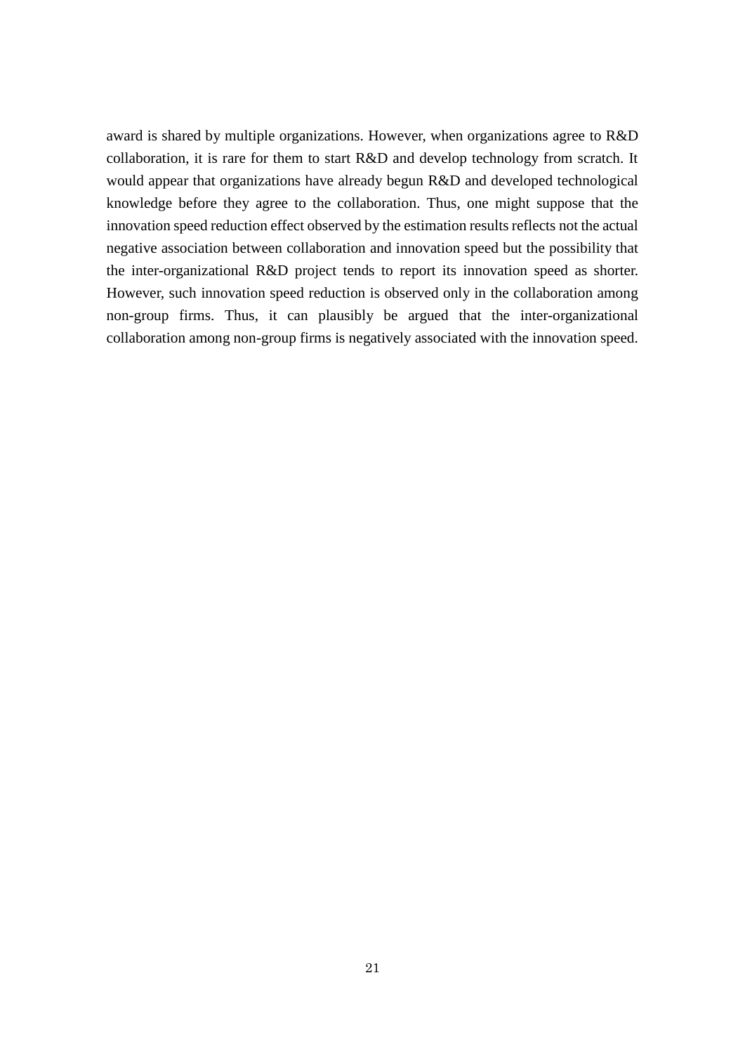award is shared by multiple organizations. However, when organizations agree to R&D collaboration, it is rare for them to start R&D and develop technology from scratch. It would appear that organizations have already begun R&D and developed technological knowledge before they agree to the collaboration. Thus, one might suppose that the innovation speed reduction effect observed by the estimation results reflects not the actual negative association between collaboration and innovation speed but the possibility that the inter-organizational R&D project tends to report its innovation speed as shorter. However, such innovation speed reduction is observed only in the collaboration among non-group firms. Thus, it can plausibly be argued that the inter-organizational collaboration among non-group firms is negatively associated with the innovation speed.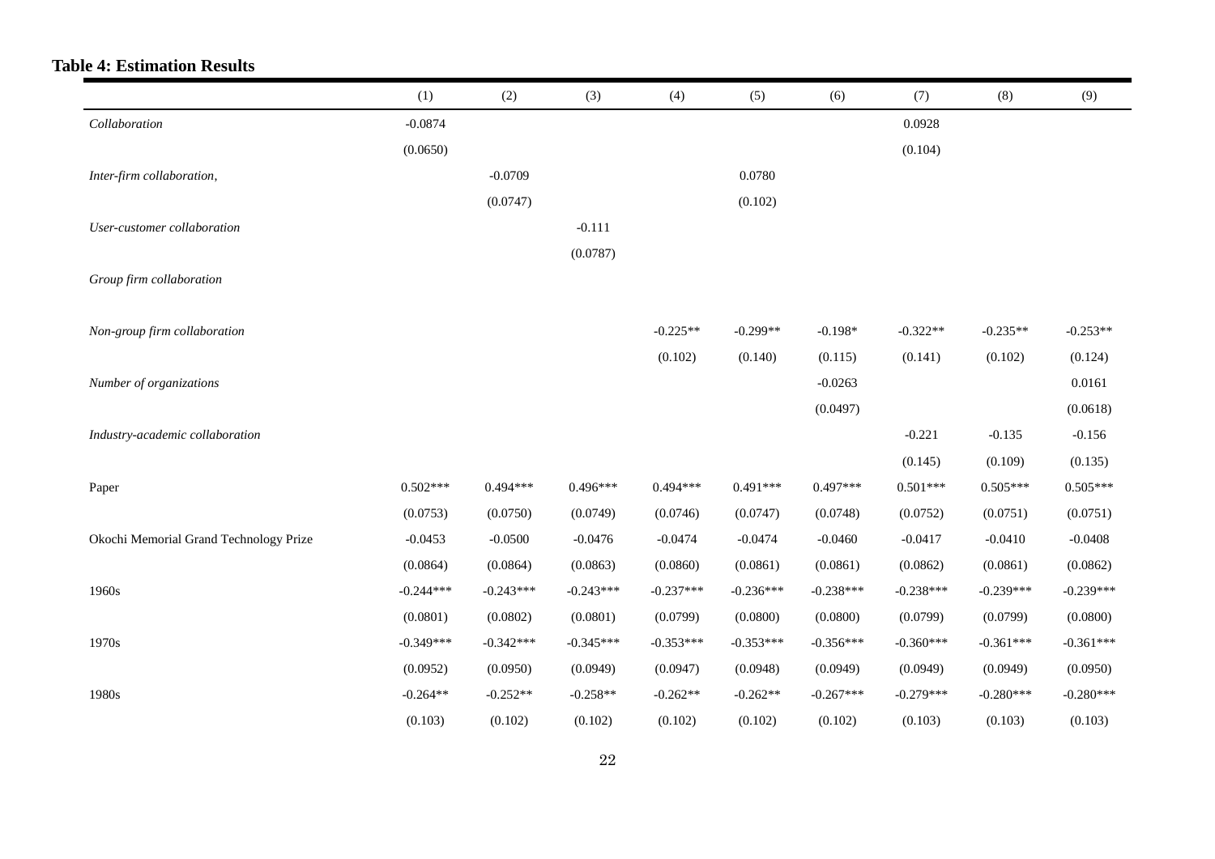**Table 4: Estimation Results**

| | (1) | (2) | (3) | (4) | (5) | (6) | (7) | (8) | (9) |
|---|---|---|---|---|---|---|---|---|---|
| *Collaboration* | -0.0874 | | | | | | 0.0928 | | |
| | (0.0650) | | | | | | (0.104) | | |
| *Inter-firm collaboration,* | | -0.0709 | | | 0.0780 | | | | |
| | | (0.0747) | | | (0.102) | | | | |
| *User-customer collaboration* | | | -0.111 | | | | | | |
| | | | (0.0787) | | | | | | |
| *Group firm collaboration* | | | | | | | | | |
| | | | | | | | | | |
| *Non-group firm collaboration* | | | | -0.225** | -0.299** | -0.198* | -0.322** | -0.235** | -0.253** |
| | | | | (0.102) | (0.140) | (0.115) | (0.141) | (0.102) | (0.124) |
| *Number of organizations* | | | | | | -0.0263 | | | 0.0161 |
| | | | | | | (0.0497) | | | (0.0618) |
| *Industry-academic collaboration* | | | | | | | -0.221 | -0.135 | -0.156 |
| | | | | | | | (0.145) | (0.109) | (0.135) |
| Paper | 0.502*** | 0.494*** | 0.496*** | 0.494*** | 0.491*** | 0.497*** | 0.501*** | 0.505*** | 0.505*** |
| | (0.0753) | (0.0750) | (0.0749) | (0.0746) | (0.0747) | (0.0748) | (0.0752) | (0.0751) | (0.0751) |
| Okochi Memorial Grand Technology Prize | -0.0453 | -0.0500 | -0.0476 | -0.0474 | -0.0474 | -0.0460 | -0.0417 | -0.0410 | -0.0408 |
| | (0.0864) | (0.0864) | (0.0863) | (0.0860) | (0.0861) | (0.0861) | (0.0862) | (0.0861) | (0.0862) |
| 1960s | -0.244*** | -0.243*** | -0.243*** | -0.237*** | -0.236*** | -0.238*** | -0.238*** | -0.239*** | -0.239*** |
| | (0.0801) | (0.0802) | (0.0801) | (0.0799) | (0.0800) | (0.0800) | (0.0799) | (0.0799) | (0.0800) |
| 1970s | -0.349*** | -0.342*** | -0.345*** | -0.353*** | -0.353*** | -0.356*** | -0.360*** | -0.361*** | -0.361*** |
| | (0.0952) | (0.0950) | (0.0949) | (0.0947) | (0.0948) | (0.0949) | (0.0949) | (0.0949) | (0.0950) |
| 1980s | -0.264** | -0.252** | -0.258** | -0.262** | -0.262** | -0.267*** | -0.279*** | -0.280*** | -0.280*** |
| | (0.103) | (0.102) | (0.102) | (0.102) | (0.102) | (0.102) | (0.103) | (0.103) | (0.103) |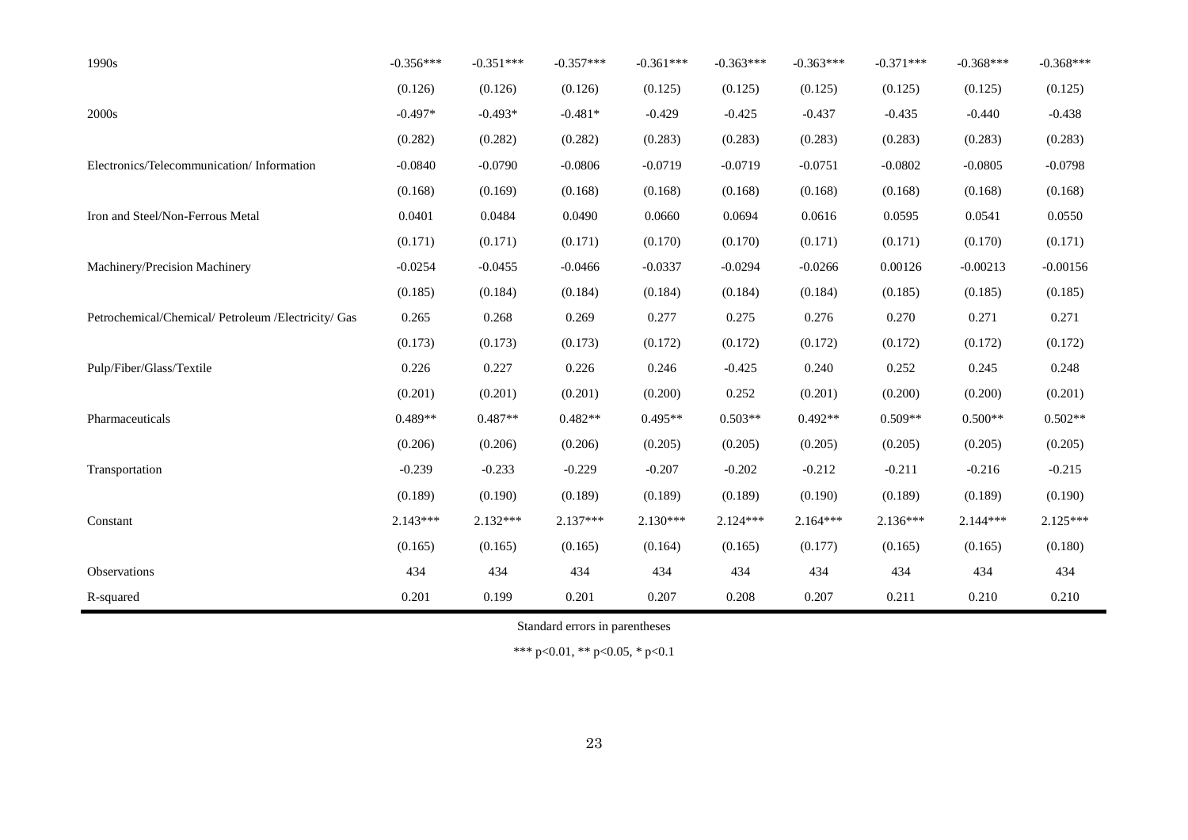| | | | | | | | | | |
|---|---|---|---|---|---|---|---|---|---|
| 1990s | -0.356*** | -0.351*** | -0.357*** | -0.361*** | -0.363*** | -0.363*** | -0.371*** | -0.368*** | -0.368*** |
| | (0.126) | (0.126) | (0.126) | (0.125) | (0.125) | (0.125) | (0.125) | (0.125) | (0.125) |
| 2000s | -0.497* | -0.493* | -0.481* | -0.429 | -0.425 | -0.437 | -0.435 | -0.440 | -0.438 |
| | (0.282) | (0.282) | (0.282) | (0.283) | (0.283) | (0.283) | (0.283) | (0.283) | (0.283) |
| Electronics/Telecommunication/ Information | -0.0840 | -0.0790 | -0.0806 | -0.0719 | -0.0719 | -0.0751 | -0.0802 | -0.0805 | -0.0798 |
| | (0.168) | (0.169) | (0.168) | (0.168) | (0.168) | (0.168) | (0.168) | (0.168) | (0.168) |
| Iron and Steel/Non-Ferrous Metal | 0.0401 | 0.0484 | 0.0490 | 0.0660 | 0.0694 | 0.0616 | 0.0595 | 0.0541 | 0.0550 |
| | (0.171) | (0.171) | (0.171) | (0.170) | (0.170) | (0.171) | (0.171) | (0.170) | (0.171) |
| Machinery/Precision Machinery | -0.0254 | -0.0455 | -0.0466 | -0.0337 | -0.0294 | -0.0266 | 0.00126 | -0.00213 | -0.00156 |
| | (0.185) | (0.184) | (0.184) | (0.184) | (0.184) | (0.184) | (0.185) | (0.185) | (0.185) |
| Petrochemical/Chemical/ Petroleum /Electricity/ Gas | 0.265 | 0.268 | 0.269 | 0.277 | 0.275 | 0.276 | 0.270 | 0.271 | 0.271 |
| | (0.173) | (0.173) | (0.173) | (0.172) | (0.172) | (0.172) | (0.172) | (0.172) | (0.172) |
| Pulp/Fiber/Glass/Textile | 0.226 | 0.227 | 0.226 | 0.246 | -0.425 | 0.240 | 0.252 | 0.245 | 0.248 |
| | (0.201) | (0.201) | (0.201) | (0.200) | 0.252 | (0.201) | (0.200) | (0.200) | (0.201) |
| Pharmaceuticals | 0.489** | 0.487** | 0.482** | 0.495** | 0.503** | 0.492** | 0.509** | 0.500** | 0.502** |
| | (0.206) | (0.206) | (0.206) | (0.205) | (0.205) | (0.205) | (0.205) | (0.205) | (0.205) |
| Transportation | -0.239 | -0.233 | -0.229 | -0.207 | -0.202 | -0.212 | -0.211 | -0.216 | -0.215 |
| | (0.189) | (0.190) | (0.189) | (0.189) | (0.189) | (0.190) | (0.189) | (0.189) | (0.190) |
| Constant | 2.143*** | 2.132*** | 2.137*** | 2.130*** | 2.124*** | 2.164*** | 2.136*** | 2.144*** | 2.125*** |
| | (0.165) | (0.165) | (0.165) | (0.164) | (0.165) | (0.177) | (0.165) | (0.165) | (0.180) |
| Observations | 434 | 434 | 434 | 434 | 434 | 434 | 434 | 434 | 434 |
| R-squared | 0.201 | 0.199 | 0.201 | 0.207 | 0.208 | 0.207 | 0.211 | 0.210 | 0.210 |

Standard errors in parentheses

*** p<0.01, ** p<0.05, * p<0.1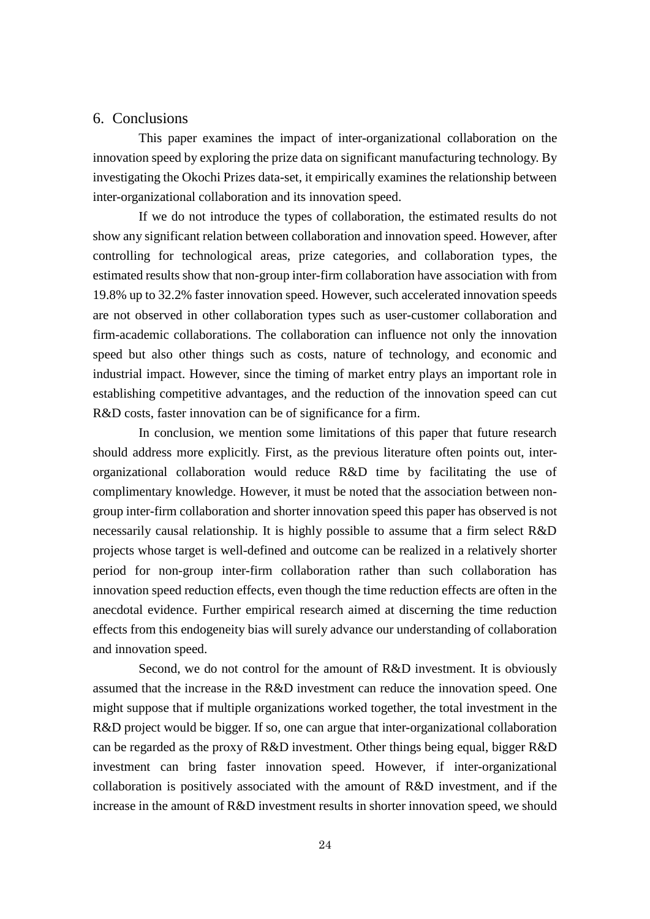## 6. Conclusions

This paper examines the impact of inter-organizational collaboration on the innovation speed by exploring the prize data on significant manufacturing technology. By investigating the Okochi Prizes data-set, it empirically examines the relationship between inter-organizational collaboration and its innovation speed.

If we do not introduce the types of collaboration, the estimated results do not show any significant relation between collaboration and innovation speed. However, after controlling for technological areas, prize categories, and collaboration types, the estimated results show that non-group inter-firm collaboration have association with from 19.8% up to 32.2% faster innovation speed. However, such accelerated innovation speeds are not observed in other collaboration types such as user-customer collaboration and firm-academic collaborations. The collaboration can influence not only the innovation speed but also other things such as costs, nature of technology, and economic and industrial impact. However, since the timing of market entry plays an important role in establishing competitive advantages, and the reduction of the innovation speed can cut R&D costs, faster innovation can be of significance for a firm.

In conclusion, we mention some limitations of this paper that future research should address more explicitly. First, as the previous literature often points out, inter-organizational collaboration would reduce R&D time by facilitating the use of complimentary knowledge. However, it must be noted that the association between non-group inter-firm collaboration and shorter innovation speed this paper has observed is not necessarily causal relationship. It is highly possible to assume that a firm select R&D projects whose target is well-defined and outcome can be realized in a relatively shorter period for non-group inter-firm collaboration rather than such collaboration has innovation speed reduction effects, even though the time reduction effects are often in the anecdotal evidence. Further empirical research aimed at discerning the time reduction effects from this endogeneity bias will surely advance our understanding of collaboration and innovation speed.

Second, we do not control for the amount of R&D investment. It is obviously assumed that the increase in the R&D investment can reduce the innovation speed. One might suppose that if multiple organizations worked together, the total investment in the R&D project would be bigger. If so, one can argue that inter-organizational collaboration can be regarded as the proxy of R&D investment. Other things being equal, bigger R&D investment can bring faster innovation speed. However, if inter-organizational collaboration is positively associated with the amount of R&D investment, and if the increase in the amount of R&D investment results in shorter innovation speed, we should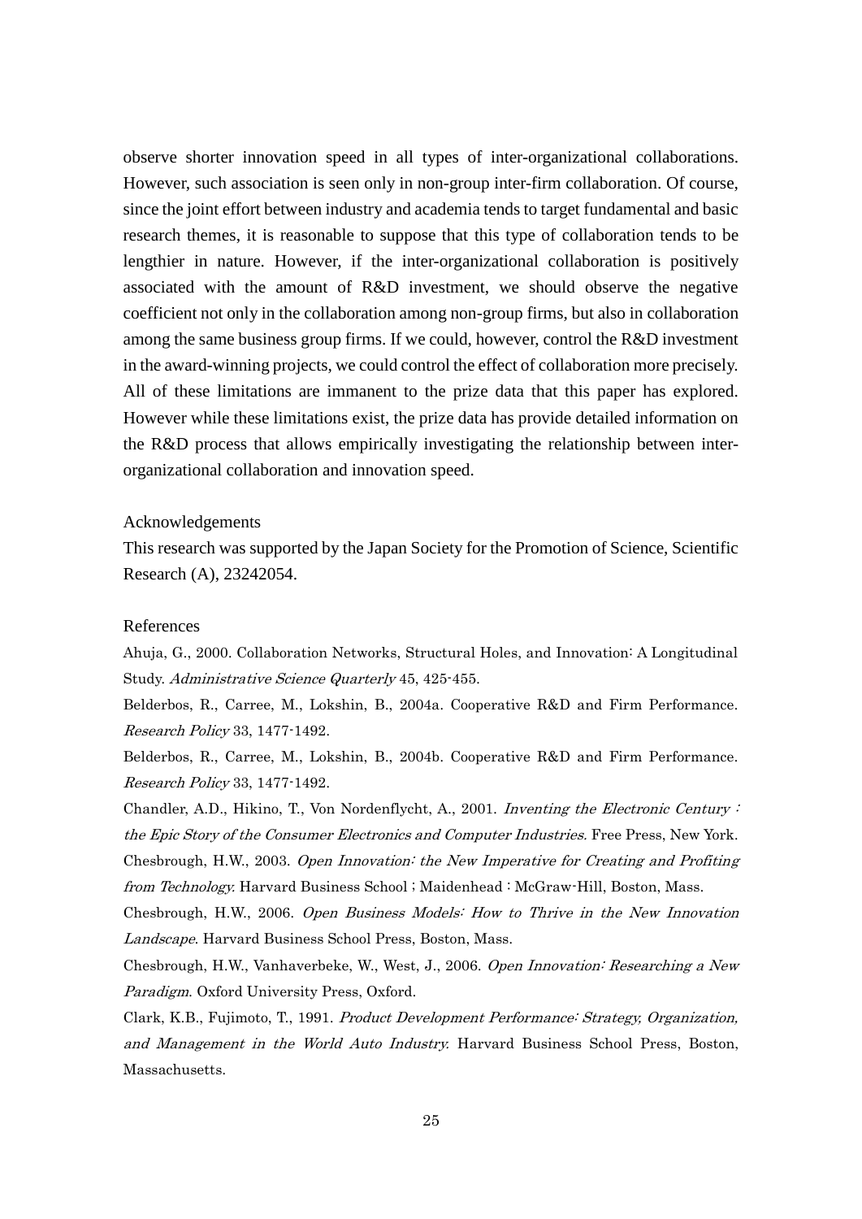observe shorter innovation speed in all types of inter-organizational collaborations. However, such association is seen only in non-group inter-firm collaboration. Of course, since the joint effort between industry and academia tends to target fundamental and basic research themes, it is reasonable to suppose that this type of collaboration tends to be lengthier in nature. However, if the inter-organizational collaboration is positively associated with the amount of R&D investment, we should observe the negative coefficient not only in the collaboration among non-group firms, but also in collaboration among the same business group firms. If we could, however, control the R&D investment in the award-winning projects, we could control the effect of collaboration more precisely. All of these limitations are immanent to the prize data that this paper has explored. However while these limitations exist, the prize data has provide detailed information on the R&D process that allows empirically investigating the relationship between inter-organizational collaboration and innovation speed.

## Acknowledgements

This research was supported by the Japan Society for the Promotion of Science, Scientific Research (A), 23242054.

## References

Ahuja, G., 2000. Collaboration Networks, Structural Holes, and Innovation: A Longitudinal Study. *Administrative Science Quarterly* 45, 425-455.

Belderbos, R., Carree, M., Lokshin, B., 2004a. Cooperative R&D and Firm Performance. *Research Policy* 33, 1477-1492.

Belderbos, R., Carree, M., Lokshin, B., 2004b. Cooperative R&D and Firm Performance. *Research Policy* 33, 1477-1492.

Chandler, A.D., Hikino, T., Von Nordenflycht, A., 2001. *Inventing the Electronic Century : the Epic Story of the Consumer Electronics and Computer Industries.* Free Press, New York.

Chesbrough, H.W., 2003. *Open Innovation: the New Imperative for Creating and Profiting from Technology.* Harvard Business School ; Maidenhead : McGraw-Hill, Boston, Mass.

Chesbrough, H.W., 2006. *Open Business Models: How to Thrive in the New Innovation Landscape*. Harvard Business School Press, Boston, Mass.

Chesbrough, H.W., Vanhaverbeke, W., West, J., 2006. *Open Innovation: Researching a New Paradigm*. Oxford University Press, Oxford.

Clark, K.B., Fujimoto, T., 1991. *Product Development Performance: Strategy, Organization, and Management in the World Auto Industry.* Harvard Business School Press, Boston, Massachusetts.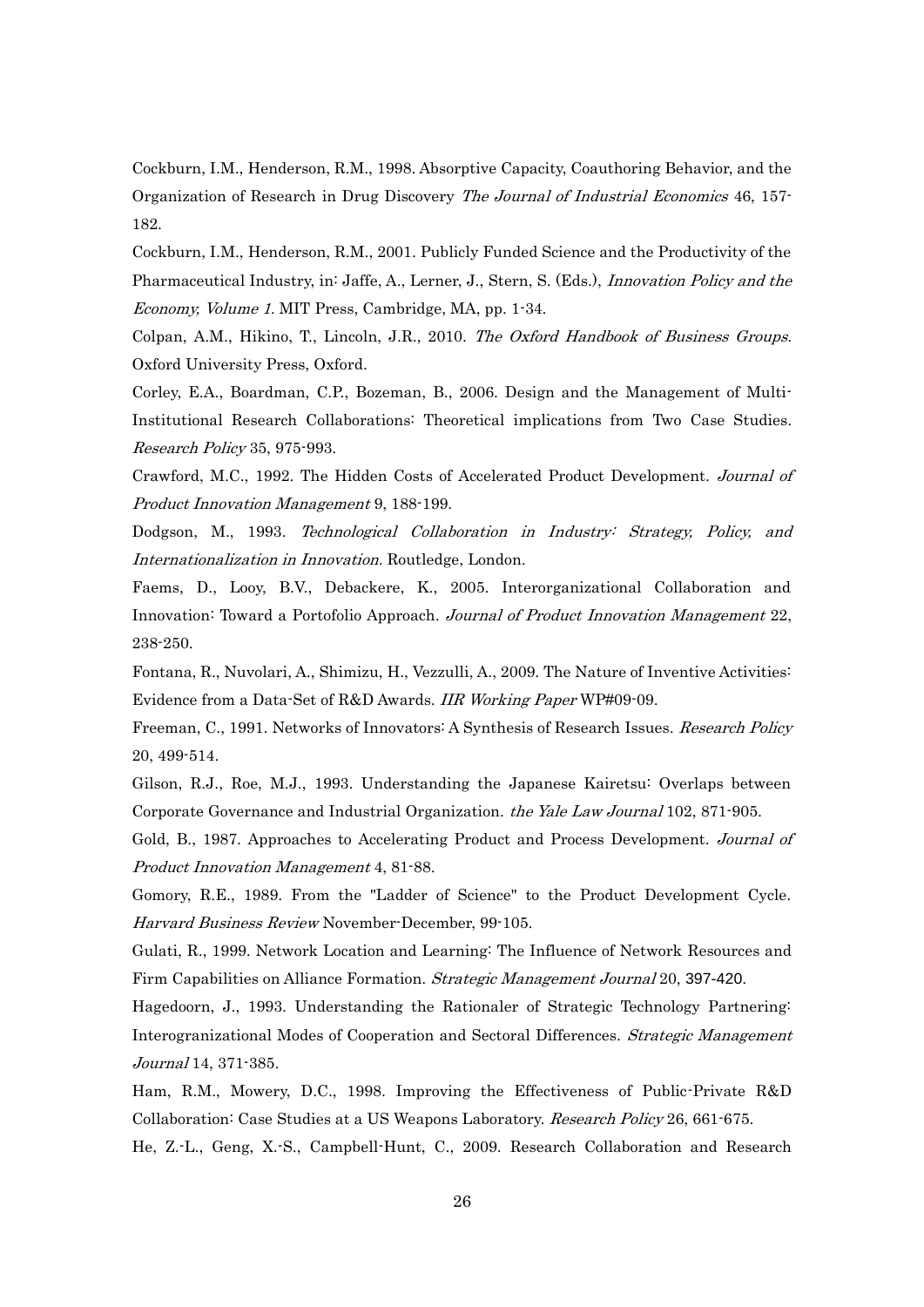Cockburn, I.M., Henderson, R.M., 1998. Absorptive Capacity, Coauthoring Behavior, and the Organization of Research in Drug Discovery *The Journal of Industrial Economics* 46, 157-182.

Cockburn, I.M., Henderson, R.M., 2001. Publicly Funded Science and the Productivity of the Pharmaceutical Industry, in: Jaffe, A., Lerner, J., Stern, S. (Eds.), *Innovation Policy and the Economy, Volume 1.* MIT Press, Cambridge, MA, pp. 1-34.

Colpan, A.M., Hikino, T., Lincoln, J.R., 2010. *The Oxford Handbook of Business Groups.* Oxford University Press, Oxford.

Corley, E.A., Boardman, C.P., Bozeman, B., 2006. Design and the Management of Multi-Institutional Research Collaborations: Theoretical implications from Two Case Studies. *Research Policy* 35, 975-993.

Crawford, M.C., 1992. The Hidden Costs of Accelerated Product Development. *Journal of Product Innovation Management* 9, 188-199.

Dodgson, M., 1993. *Technological Collaboration in Industry: Strategy, Policy, and Internationalization in Innovation.* Routledge, London.

Faems, D., Looy, B.V., Debackere, K., 2005. Interorganizational Collaboration and Innovation: Toward a Portofolio Approach. *Journal of Product Innovation Management* 22, 238-250.

Fontana, R., Nuvolari, A., Shimizu, H., Vezzulli, A., 2009. The Nature of Inventive Activities: Evidence from a Data-Set of R&D Awards. *IIR Working Paper* WP#09-09.

Freeman, C., 1991. Networks of Innovators: A Synthesis of Research Issues. *Research Policy* 20, 499-514.

Gilson, R.J., Roe, M.J., 1993. Understanding the Japanese Kairetsu: Overlaps between Corporate Governance and Industrial Organization. *the Yale Law Journal* 102, 871-905.

Gold, B., 1987. Approaches to Accelerating Product and Process Development. *Journal of Product Innovation Management* 4, 81-88.

Gomory, R.E., 1989. From the "Ladder of Science" to the Product Development Cycle. *Harvard Business Review* November-December, 99-105.

Gulati, R., 1999. Network Location and Learning: The Influence of Network Resources and Firm Capabilities on Alliance Formation. *Strategic Management Journal* 20, 397-420.

Hagedoorn, J., 1993. Understanding the Rationaler of Strategic Technology Partnering: Interogranizational Modes of Cooperation and Sectoral Differences. *Strategic Management Journal* 14, 371-385.

Ham, R.M., Mowery, D.C., 1998. Improving the Effectiveness of Public-Private R&D Collaboration: Case Studies at a US Weapons Laboratory. *Research Policy* 26, 661-675.

He, Z.-L., Geng, X.-S., Campbell-Hunt, C., 2009. Research Collaboration and Research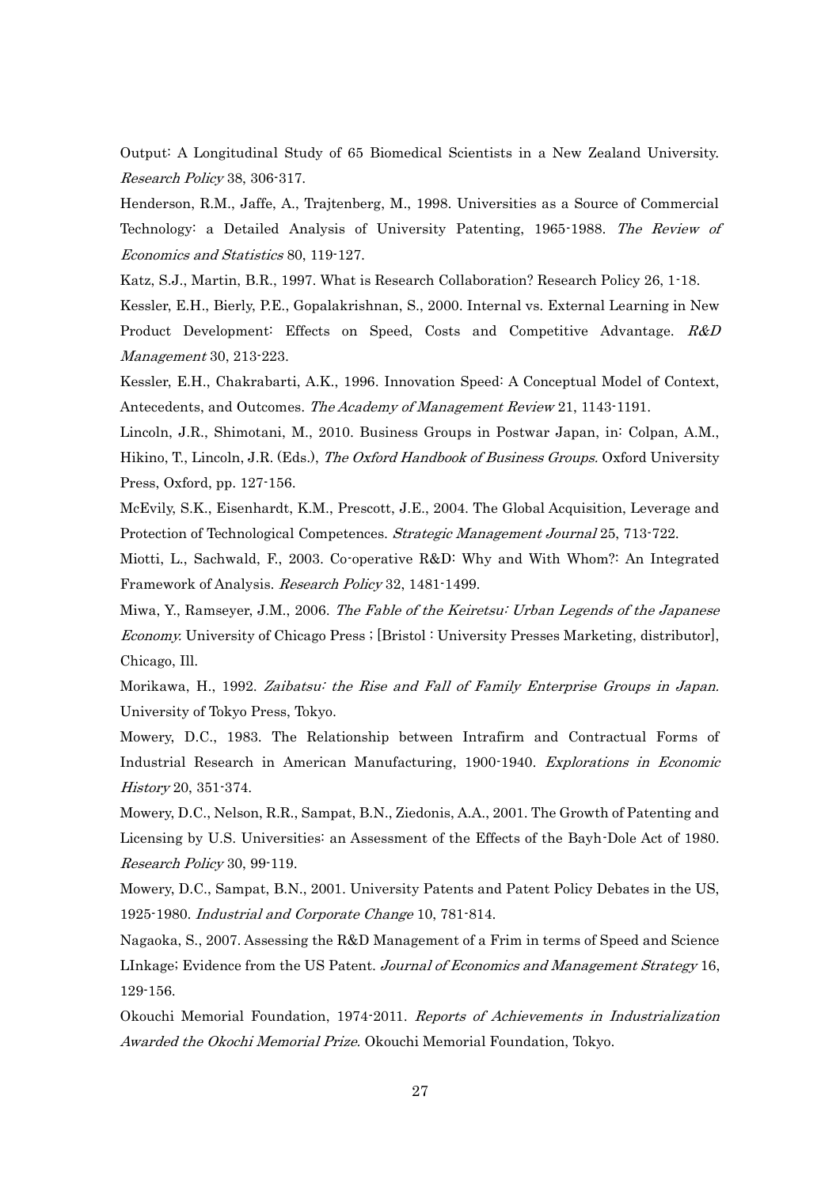Output: A Longitudinal Study of 65 Biomedical Scientists in a New Zealand University. *Research Policy* 38, 306-317.

Henderson, R.M., Jaffe, A., Trajtenberg, M., 1998. Universities as a Source of Commercial Technology: a Detailed Analysis of University Patenting, 1965-1988. *The Review of Economics and Statistics* 80, 119-127.

Katz, S.J., Martin, B.R., 1997. What is Research Collaboration? Research Policy 26, 1-18.

Kessler, E.H., Bierly, P.E., Gopalakrishnan, S., 2000. Internal vs. External Learning in New Product Development: Effects on Speed, Costs and Competitive Advantage. *R&D Management* 30, 213-223.

Kessler, E.H., Chakrabarti, A.K., 1996. Innovation Speed: A Conceptual Model of Context, Antecedents, and Outcomes. *The Academy of Management Review* 21, 1143-1191.

Lincoln, J.R., Shimotani, M., 2010. Business Groups in Postwar Japan, in: Colpan, A.M., Hikino, T., Lincoln, J.R. (Eds.), *The Oxford Handbook of Business Groups.* Oxford University Press, Oxford, pp. 127-156.

McEvily, S.K., Eisenhardt, K.M., Prescott, J.E., 2004. The Global Acquisition, Leverage and Protection of Technological Competences. *Strategic Management Journal* 25, 713-722.

Miotti, L., Sachwald, F., 2003. Co-operative R&D: Why and With Whom?: An Integrated Framework of Analysis. *Research Policy* 32, 1481-1499.

Miwa, Y., Ramseyer, J.M., 2006. *The Fable of the Keiretsu: Urban Legends of the Japanese Economy.* University of Chicago Press ; [Bristol : University Presses Marketing, distributor], Chicago, Ill.

Morikawa, H., 1992. *Zaibatsu: the Rise and Fall of Family Enterprise Groups in Japan.* University of Tokyo Press, Tokyo.

Mowery, D.C., 1983. The Relationship between Intrafirm and Contractual Forms of Industrial Research in American Manufacturing, 1900-1940. *Explorations in Economic History* 20, 351-374.

Mowery, D.C., Nelson, R.R., Sampat, B.N., Ziedonis, A.A., 2001. The Growth of Patenting and Licensing by U.S. Universities: an Assessment of the Effects of the Bayh-Dole Act of 1980. *Research Policy* 30, 99-119.

Mowery, D.C., Sampat, B.N., 2001. University Patents and Patent Policy Debates in the US, 1925-1980. *Industrial and Corporate Change* 10, 781-814.

Nagaoka, S., 2007. Assessing the R&D Management of a Frim in terms of Speed and Science LInkage; Evidence from the US Patent. *Journal of Economics and Management Strategy* 16, 129-156.

Okouchi Memorial Foundation, 1974-2011. *Reports of Achievements in Industrialization Awarded the Okochi Memorial Prize.* Okouchi Memorial Foundation, Tokyo.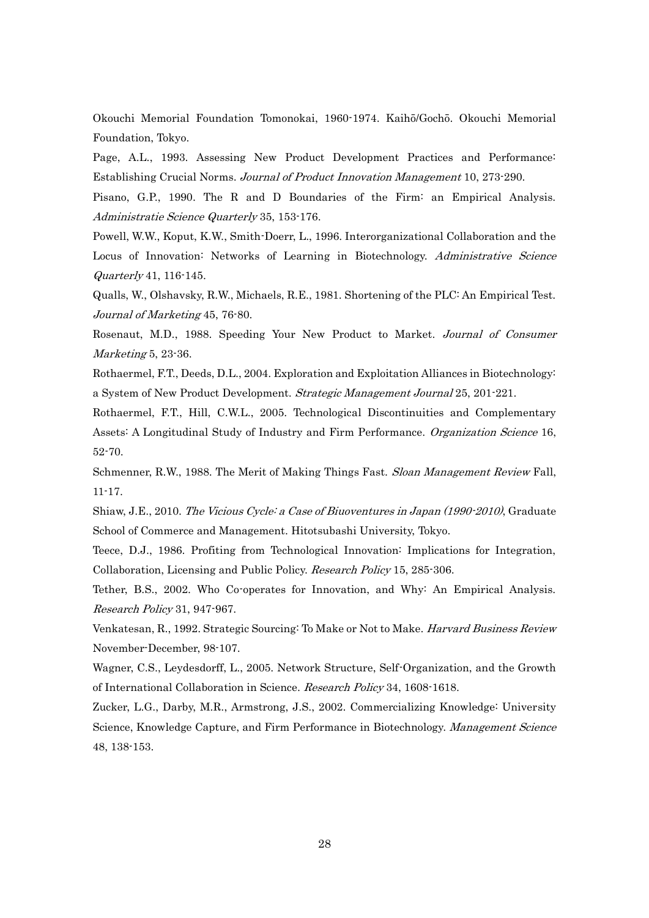Okouchi Memorial Foundation Tomonokai, 1960-1974. Kaihō/Gochō. Okouchi Memorial Foundation, Tokyo.

Page, A.L., 1993. Assessing New Product Development Practices and Performance: Establishing Crucial Norms. *Journal of Product Innovation Management* 10, 273-290.

Pisano, G.P., 1990. The R and D Boundaries of the Firm: an Empirical Analysis. *Administratie Science Quarterly* 35, 153-176.

Powell, W.W., Koput, K.W., Smith-Doerr, L., 1996. Interorganizational Collaboration and the Locus of Innovation: Networks of Learning in Biotechnology. *Administrative Science Quarterly* 41, 116-145.

Qualls, W., Olshavsky, R.W., Michaels, R.E., 1981. Shortening of the PLC: An Empirical Test. *Journal of Marketing* 45, 76-80.

Rosenaut, M.D., 1988. Speeding Your New Product to Market. *Journal of Consumer Marketing* 5, 23-36.

Rothaermel, F.T., Deeds, D.L., 2004. Exploration and Exploitation Alliances in Biotechnology: a System of New Product Development. *Strategic Management Journal* 25, 201-221.

Rothaermel, F.T., Hill, C.W.L., 2005. Technological Discontinuities and Complementary Assets: A Longitudinal Study of Industry and Firm Performance. *Organization Science* 16, 52-70.

Schmenner, R.W., 1988. The Merit of Making Things Fast. *Sloan Management Review* Fall, 11-17.

Shiaw, J.E., 2010. *The Vicious Cycle: a Case of Biuoventures in Japan (1990-2010)*, Graduate School of Commerce and Management. Hitotsubashi University, Tokyo.

Teece, D.J., 1986. Profiting from Technological Innovation: Implications for Integration, Collaboration, Licensing and Public Policy. *Research Policy* 15, 285-306.

Tether, B.S., 2002. Who Co-operates for Innovation, and Why: An Empirical Analysis. *Research Policy* 31, 947-967.

Venkatesan, R., 1992. Strategic Sourcing: To Make or Not to Make. *Harvard Business Review* November-December, 98-107.

Wagner, C.S., Leydesdorff, L., 2005. Network Structure, Self-Organization, and the Growth of International Collaboration in Science. *Research Policy* 34, 1608-1618.

Zucker, L.G., Darby, M.R., Armstrong, J.S., 2002. Commercializing Knowledge: University Science, Knowledge Capture, and Firm Performance in Biotechnology. *Management Science* 48, 138-153.